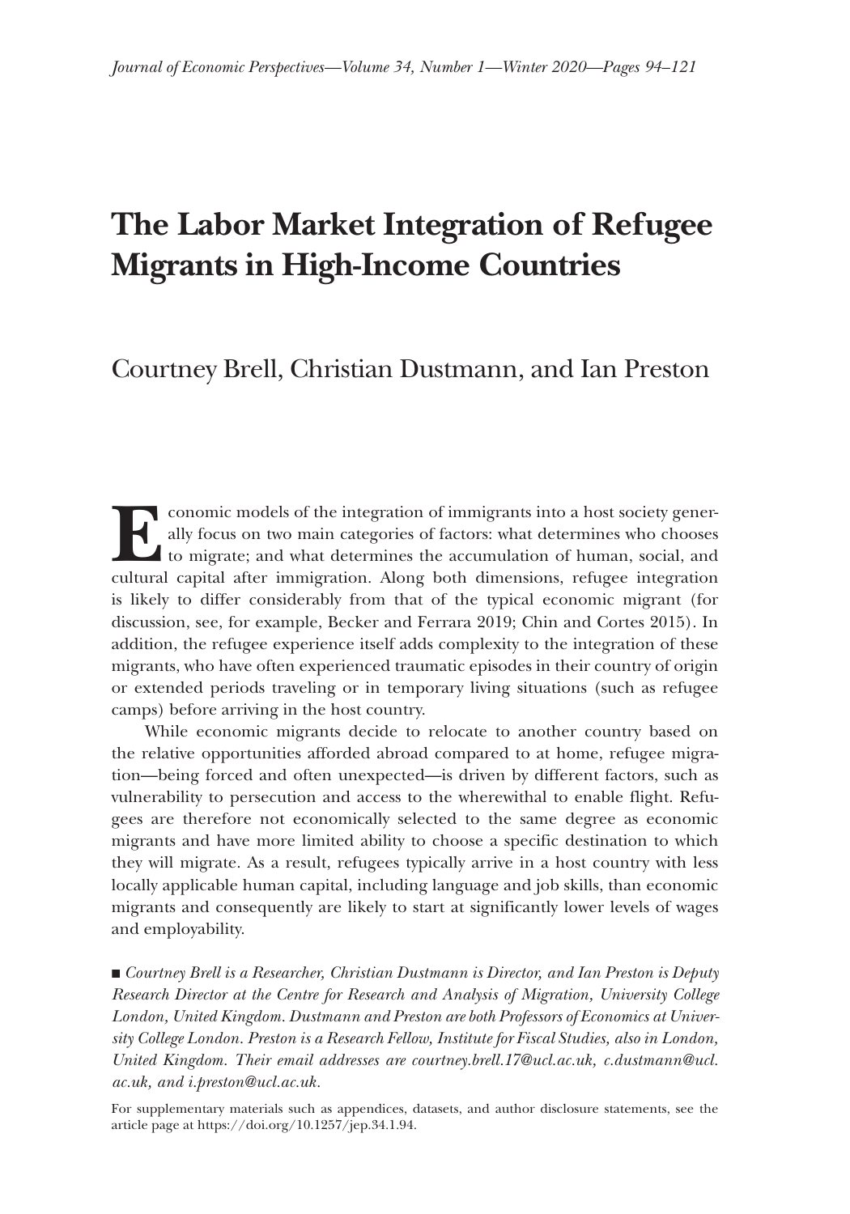# The Labor Market Integration of Refugee Migrants in High-Income Countries

Courtney Brell, Christian Dustmann, and Ian Preston

Economic models of the integration of immigrants into a host society generally focus on two main categories of factors: what determines who chooses to migrate; and what determines the accumulation of human, social, and cultural capital after immigration. Along both dimensions, refugee integration is likely to differ considerably from that of the typical economic migrant (for discussion, see, for example, Becker and Ferrara 2019; Chin and Cortes 2015). In addition, the refugee experience itself adds complexity to the integration of these migrants, who have often experienced traumatic episodes in their country of origin or extended periods traveling or in temporary living situations (such as refugee camps) before arriving in the host country.

While economic migrants decide to relocate to another country based on the relative opportunities afforded abroad compared to at home, refugee migration—being forced and often unexpected—is driven by different factors, such as vulnerability to persecution and access to the wherewithal to enable flight. Refugees are therefore not economically selected to the same degree as economic migrants and have more limited ability to choose a specific destination to which they will migrate. As a result, refugees typically arrive in a host country with less locally applicable human capital, including language and job skills, than economic migrants and consequently are likely to start at significantly lower levels of wages and employability.

■ *Courtney Brell is a Researcher, Christian Dustmann is Director, and Ian Preston is Deputy Research Director at the Centre for Research and Analysis of Migration, University College London, United Kingdom. Dustmann and Preston are both Professors of Economics at University College London. Preston is a Research Fellow, Institute for Fiscal Studies, also in London, United Kingdom. Their email addresses are courtney.brell.17@ucl.ac.uk, c.dustmann@ucl.ac.uk, and i.preston@ucl.ac.uk.*

For supplementary materials such as appendices, datasets, and author disclosure statements, see the article page at https://doi.org/10.1257/jep.34.1.94.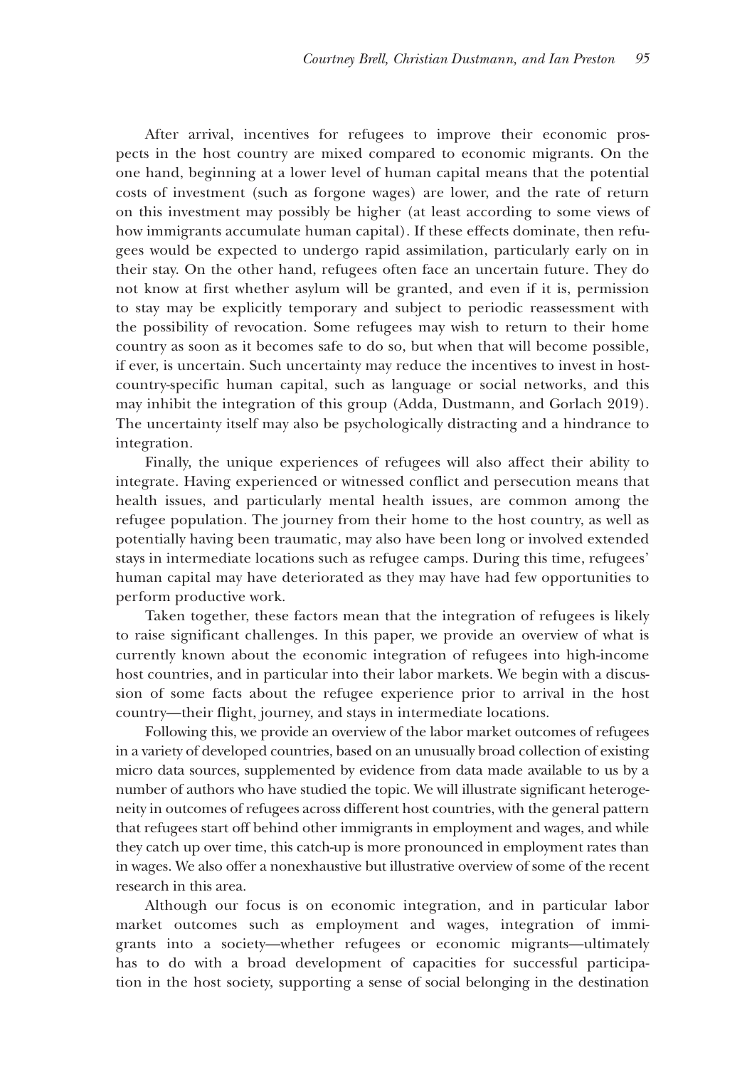After arrival, incentives for refugees to improve their economic prospects in the host country are mixed compared to economic migrants. On the one hand, beginning at a lower level of human capital means that the potential costs of investment (such as forgone wages) are lower, and the rate of return on this investment may possibly be higher (at least according to some views of how immigrants accumulate human capital). If these effects dominate, then refugees would be expected to undergo rapid assimilation, particularly early on in their stay. On the other hand, refugees often face an uncertain future. They do not know at first whether asylum will be granted, and even if it is, permission to stay may be explicitly temporary and subject to periodic reassessment with the possibility of revocation. Some refugees may wish to return to their home country as soon as it becomes safe to do so, but when that will become possible, if ever, is uncertain. Such uncertainty may reduce the incentives to invest in host-country-specific human capital, such as language or social networks, and this may inhibit the integration of this group (Adda, Dustmann, and Gorlach 2019). The uncertainty itself may also be psychologically distracting and a hindrance to integration.

Finally, the unique experiences of refugees will also affect their ability to integrate. Having experienced or witnessed conflict and persecution means that health issues, and particularly mental health issues, are common among the refugee population. The journey from their home to the host country, as well as potentially having been traumatic, may also have been long or involved extended stays in intermediate locations such as refugee camps. During this time, refugees' human capital may have deteriorated as they may have had few opportunities to perform productive work.

Taken together, these factors mean that the integration of refugees is likely to raise significant challenges. In this paper, we provide an overview of what is currently known about the economic integration of refugees into high-income host countries, and in particular into their labor markets. We begin with a discussion of some facts about the refugee experience prior to arrival in the host country—their flight, journey, and stays in intermediate locations.

Following this, we provide an overview of the labor market outcomes of refugees in a variety of developed countries, based on an unusually broad collection of existing micro data sources, supplemented by evidence from data made available to us by a number of authors who have studied the topic. We will illustrate significant heterogeneity in outcomes of refugees across different host countries, with the general pattern that refugees start off behind other immigrants in employment and wages, and while they catch up over time, this catch-up is more pronounced in employment rates than in wages. We also offer a nonexhaustive but illustrative overview of some of the recent research in this area.

Although our focus is on economic integration, and in particular labor market outcomes such as employment and wages, integration of immigrants into a society—whether refugees or economic migrants—ultimately has to do with a broad development of capacities for successful participation in the host society, supporting a sense of social belonging in the destination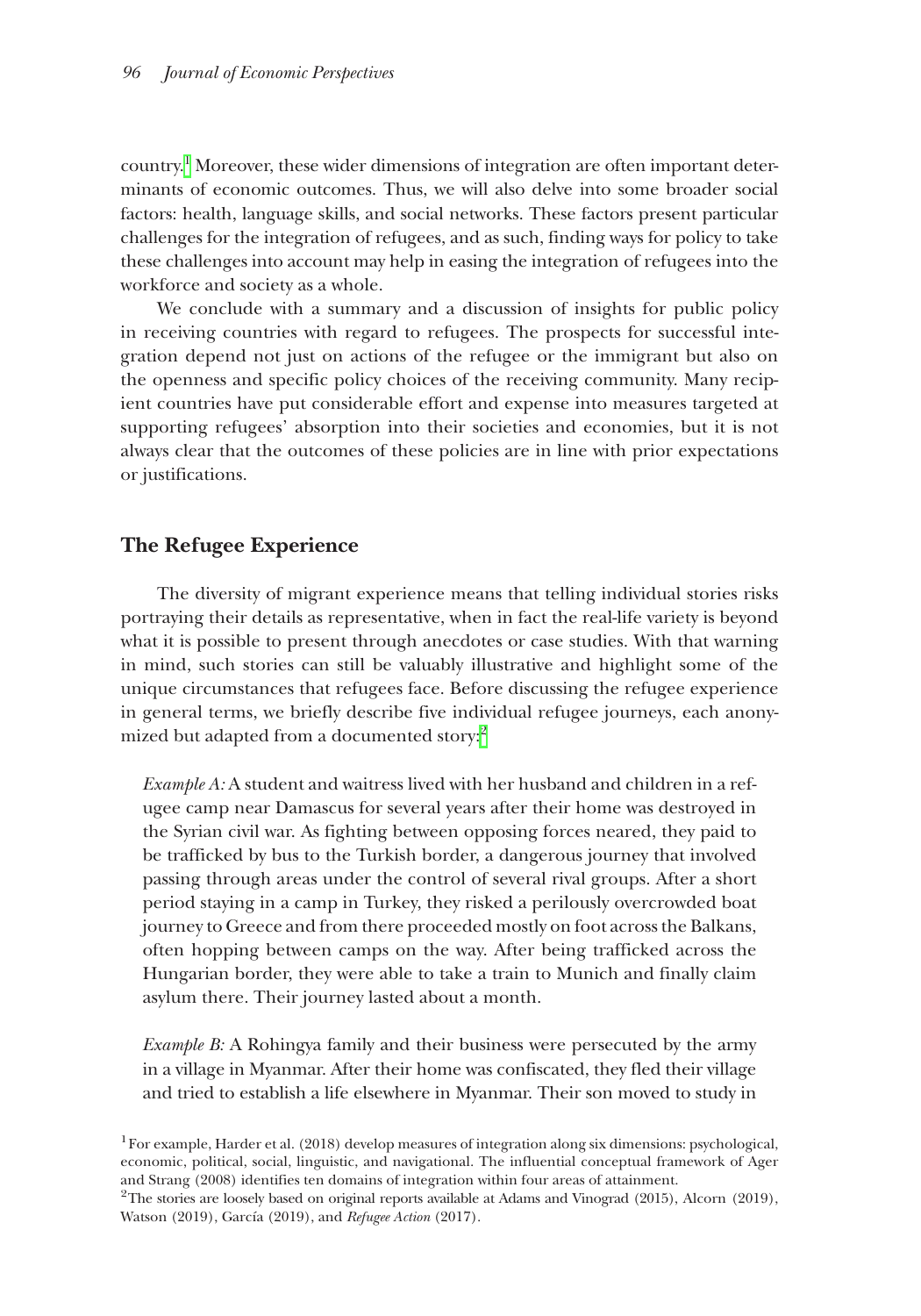country.[1] Moreover, these wider dimensions of integration are often important determinants of economic outcomes. Thus, we will also delve into some broader social factors: health, language skills, and social networks. These factors present particular challenges for the integration of refugees, and as such, finding ways for policy to take these challenges into account may help in easing the integration of refugees into the workforce and society as a whole.

We conclude with a summary and a discussion of insights for public policy in receiving countries with regard to refugees. The prospects for successful integration depend not just on actions of the refugee or the immigrant but also on the openness and specific policy choices of the receiving community. Many recipient countries have put considerable effort and expense into measures targeted at supporting refugees' absorption into their societies and economies, but it is not always clear that the outcomes of these policies are in line with prior expectations or justifications.

## The Refugee Experience

The diversity of migrant experience means that telling individual stories risks portraying their details as representative, when in fact the real-life variety is beyond what it is possible to present through anecdotes or case studies. With that warning in mind, such stories can still be valuably illustrative and highlight some of the unique circumstances that refugees face. Before discussing the refugee experience in general terms, we briefly describe five individual refugee journeys, each anonymized but adapted from a documented story:[2]

> *Example A:* A student and waitress lived with her husband and children in a refugee camp near Damascus for several years after their home was destroyed in the Syrian civil war. As fighting between opposing forces neared, they paid to be trafficked by bus to the Turkish border, a dangerous journey that involved passing through areas under the control of several rival groups. After a short period staying in a camp in Turkey, they risked a perilously overcrowded boat journey to Greece and from there proceeded mostly on foot across the Balkans, often hopping between camps on the way. After being trafficked across the Hungarian border, they were able to take a train to Munich and finally claim asylum there. Their journey lasted about a month.

> *Example B:* A Rohingya family and their business were persecuted by the army in a village in Myanmar. After their home was confiscated, they fled their village and tried to establish a life elsewhere in Myanmar. Their son moved to study in

[1] For example, Harder et al. (2018) develop measures of integration along six dimensions: psychological, economic, political, social, linguistic, and navigational. The influential conceptual framework of Ager and Strang (2008) identifies ten domains of integration within four areas of attainment.

[2] The stories are loosely based on original reports available at Adams and Vinograd (2015), Alcorn (2019), Watson (2019), García (2019), and *Refugee Action* (2017).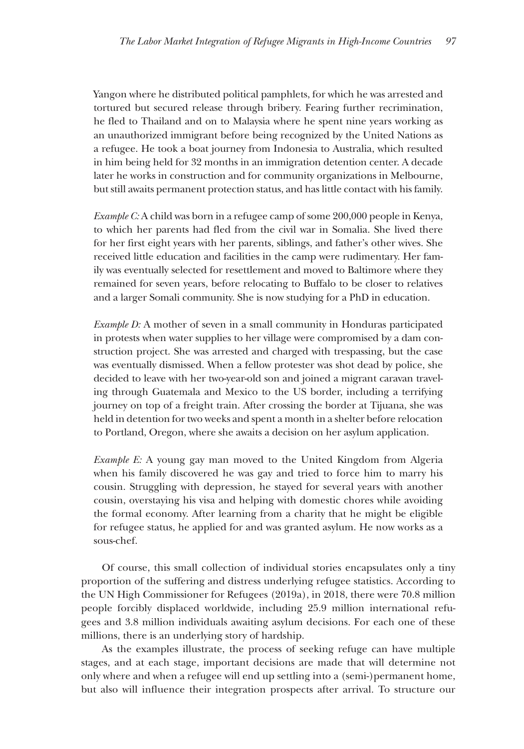Yangon where he distributed political pamphlets, for which he was arrested and tortured but secured release through bribery. Fearing further recrimination, he fled to Thailand and on to Malaysia where he spent nine years working as an unauthorized immigrant before being recognized by the United Nations as a refugee. He took a boat journey from Indonesia to Australia, which resulted in him being held for 32 months in an immigration detention center. A decade later he works in construction and for community organizations in Melbourne, but still awaits permanent protection status, and has little contact with his family.

*Example C:* A child was born in a refugee camp of some 200,000 people in Kenya, to which her parents had fled from the civil war in Somalia. She lived there for her first eight years with her parents, siblings, and father's other wives. She received little education and facilities in the camp were rudimentary. Her family was eventually selected for resettlement and moved to Baltimore where they remained for seven years, before relocating to Buffalo to be closer to relatives and a larger Somali community. She is now studying for a PhD in education.

*Example D:* A mother of seven in a small community in Honduras participated in protests when water supplies to her village were compromised by a dam construction project. She was arrested and charged with trespassing, but the case was eventually dismissed. When a fellow protester was shot dead by police, she decided to leave with her two-year-old son and joined a migrant caravan traveling through Guatemala and Mexico to the US border, including a terrifying journey on top of a freight train. After crossing the border at Tijuana, she was held in detention for two weeks and spent a month in a shelter before relocation to Portland, Oregon, where she awaits a decision on her asylum application.

*Example E:* A young gay man moved to the United Kingdom from Algeria when his family discovered he was gay and tried to force him to marry his cousin. Struggling with depression, he stayed for several years with another cousin, overstaying his visa and helping with domestic chores while avoiding the formal economy. After learning from a charity that he might be eligible for refugee status, he applied for and was granted asylum. He now works as a sous-chef.

Of course, this small collection of individual stories encapsulates only a tiny proportion of the suffering and distress underlying refugee statistics. According to the UN High Commissioner for Refugees (2019a), in 2018, there were 70.8 million people forcibly displaced worldwide, including 25.9 million international refugees and 3.8 million individuals awaiting asylum decisions. For each one of these millions, there is an underlying story of hardship.

As the examples illustrate, the process of seeking refuge can have multiple stages, and at each stage, important decisions are made that will determine not only where and when a refugee will end up settling into a (semi-)permanent home, but also will influence their integration prospects after arrival. To structure our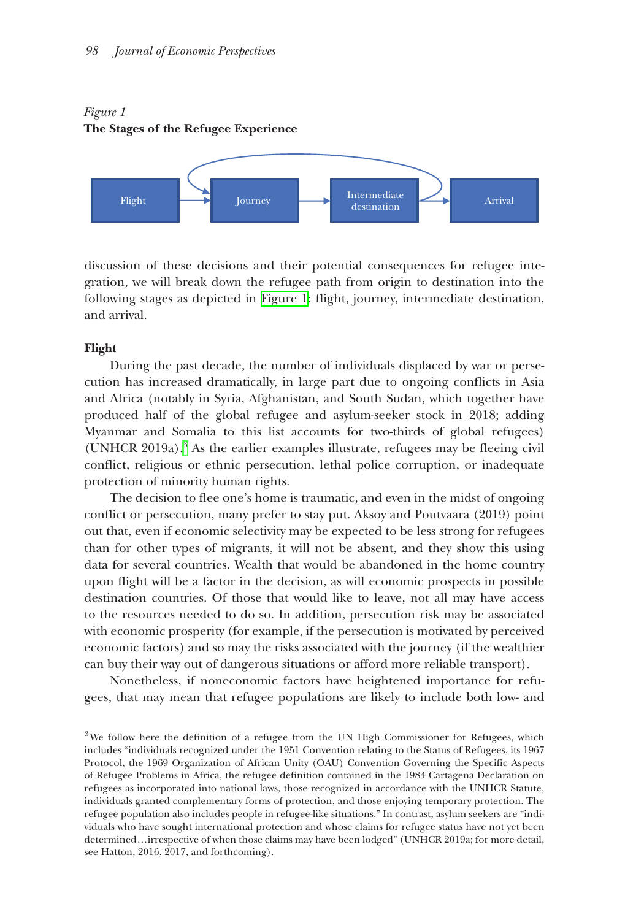*Figure 1*
**The Stages of the Refugee Experience**

Flight
Journey
Intermediate destination
Arrival

discussion of these decisions and their potential consequences for refugee integration, we will break down the refugee path from origin to destination into the following stages as depicted in Figure 1: flight, journey, intermediate destination, and arrival.

### Flight

During the past decade, the number of individuals displaced by war or persecution has increased dramatically, in large part due to ongoing conflicts in Asia and Africa (notably in Syria, Afghanistan, and South Sudan, which together have produced half of the global refugee and asylum-seeker stock in 2018; adding Myanmar and Somalia to this list accounts for two-thirds of global refugees) (UNHCR 2019a).[3] As the earlier examples illustrate, refugees may be fleeing civil conflict, religious or ethnic persecution, lethal police corruption, or inadequate protection of minority human rights.

The decision to flee one's home is traumatic, and even in the midst of ongoing conflict or persecution, many prefer to stay put. Aksoy and Poutvaara (2019) point out that, even if economic selectivity may be expected to be less strong for refugees than for other types of migrants, it will not be absent, and they show this using data for several countries. Wealth that would be abandoned in the home country upon flight will be a factor in the decision, as will economic prospects in possible destination countries. Of those that would like to leave, not all may have access to the resources needed to do so. In addition, persecution risk may be associated with economic prosperity (for example, if the persecution is motivated by perceived economic factors) and so may the risks associated with the journey (if the wealthier can buy their way out of dangerous situations or afford more reliable transport).

Nonetheless, if noneconomic factors have heightened importance for refugees, that may mean that refugee populations are likely to include both low- and

[3]We follow here the definition of a refugee from the UN High Commissioner for Refugees, which includes "individuals recognized under the 1951 Convention relating to the Status of Refugees, its 1967 Protocol, the 1969 Organization of African Unity (OAU) Convention Governing the Specific Aspects of Refugee Problems in Africa, the refugee definition contained in the 1984 Cartagena Declaration on refugees as incorporated into national laws, those recognized in accordance with the UNHCR Statute, individuals granted complementary forms of protection, and those enjoying temporary protection. The refugee population also includes people in refugee-like situations." In contrast, asylum seekers are "individuals who have sought international protection and whose claims for refugee status have not yet been determined…irrespective of when those claims may have been lodged" (UNHCR 2019a; for more detail, see Hatton, 2016, 2017, and forthcoming).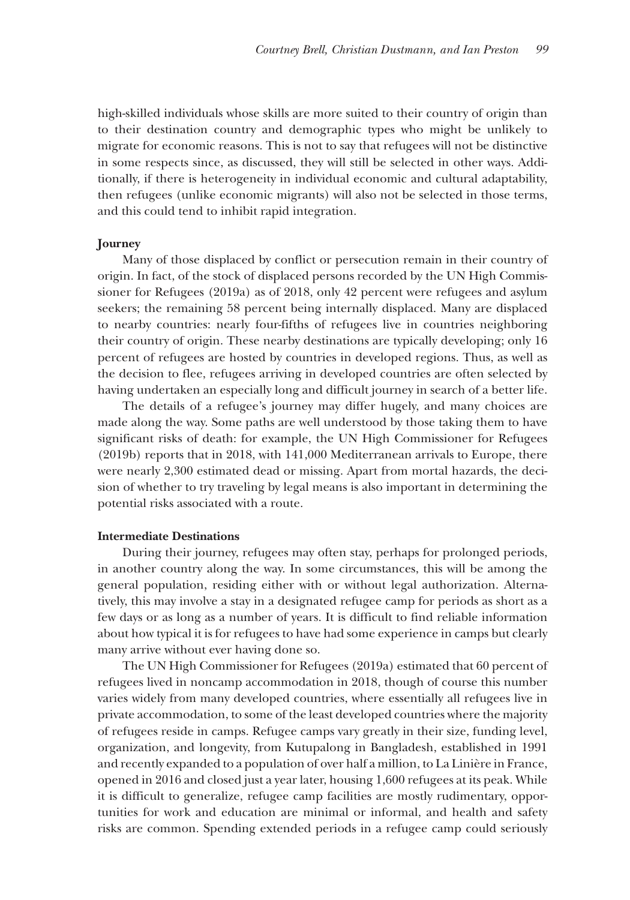high-skilled individuals whose skills are more suited to their country of origin than to their destination country and demographic types who might be unlikely to migrate for economic reasons. This is not to say that refugees will not be distinctive in some respects since, as discussed, they will still be selected in other ways. Additionally, if there is heterogeneity in individual economic and cultural adaptability, then refugees (unlike economic migrants) will also not be selected in those terms, and this could tend to inhibit rapid integration.

**Journey**

Many of those displaced by conflict or persecution remain in their country of origin. In fact, of the stock of displaced persons recorded by the UN High Commissioner for Refugees (2019a) as of 2018, only 42 percent were refugees and asylum seekers; the remaining 58 percent being internally displaced. Many are displaced to nearby countries: nearly four-fifths of refugees live in countries neighboring their country of origin. These nearby destinations are typically developing; only 16 percent of refugees are hosted by countries in developed regions. Thus, as well as the decision to flee, refugees arriving in developed countries are often selected by having undertaken an especially long and difficult journey in search of a better life.

The details of a refugee's journey may differ hugely, and many choices are made along the way. Some paths are well understood by those taking them to have significant risks of death: for example, the UN High Commissioner for Refugees (2019b) reports that in 2018, with 141,000 Mediterranean arrivals to Europe, there were nearly 2,300 estimated dead or missing. Apart from mortal hazards, the decision of whether to try traveling by legal means is also important in determining the potential risks associated with a route.

**Intermediate Destinations**

During their journey, refugees may often stay, perhaps for prolonged periods, in another country along the way. In some circumstances, this will be among the general population, residing either with or without legal authorization. Alternatively, this may involve a stay in a designated refugee camp for periods as short as a few days or as long as a number of years. It is difficult to find reliable information about how typical it is for refugees to have had some experience in camps but clearly many arrive without ever having done so.

The UN High Commissioner for Refugees (2019a) estimated that 60 percent of refugees lived in noncamp accommodation in 2018, though of course this number varies widely from many developed countries, where essentially all refugees live in private accommodation, to some of the least developed countries where the majority of refugees reside in camps. Refugee camps vary greatly in their size, funding level, organization, and longevity, from Kutupalong in Bangladesh, established in 1991 and recently expanded to a population of over half a million, to La Linière in France, opened in 2016 and closed just a year later, housing 1,600 refugees at its peak. While it is difficult to generalize, refugee camp facilities are mostly rudimentary, opportunities for work and education are minimal or informal, and health and safety risks are common. Spending extended periods in a refugee camp could seriously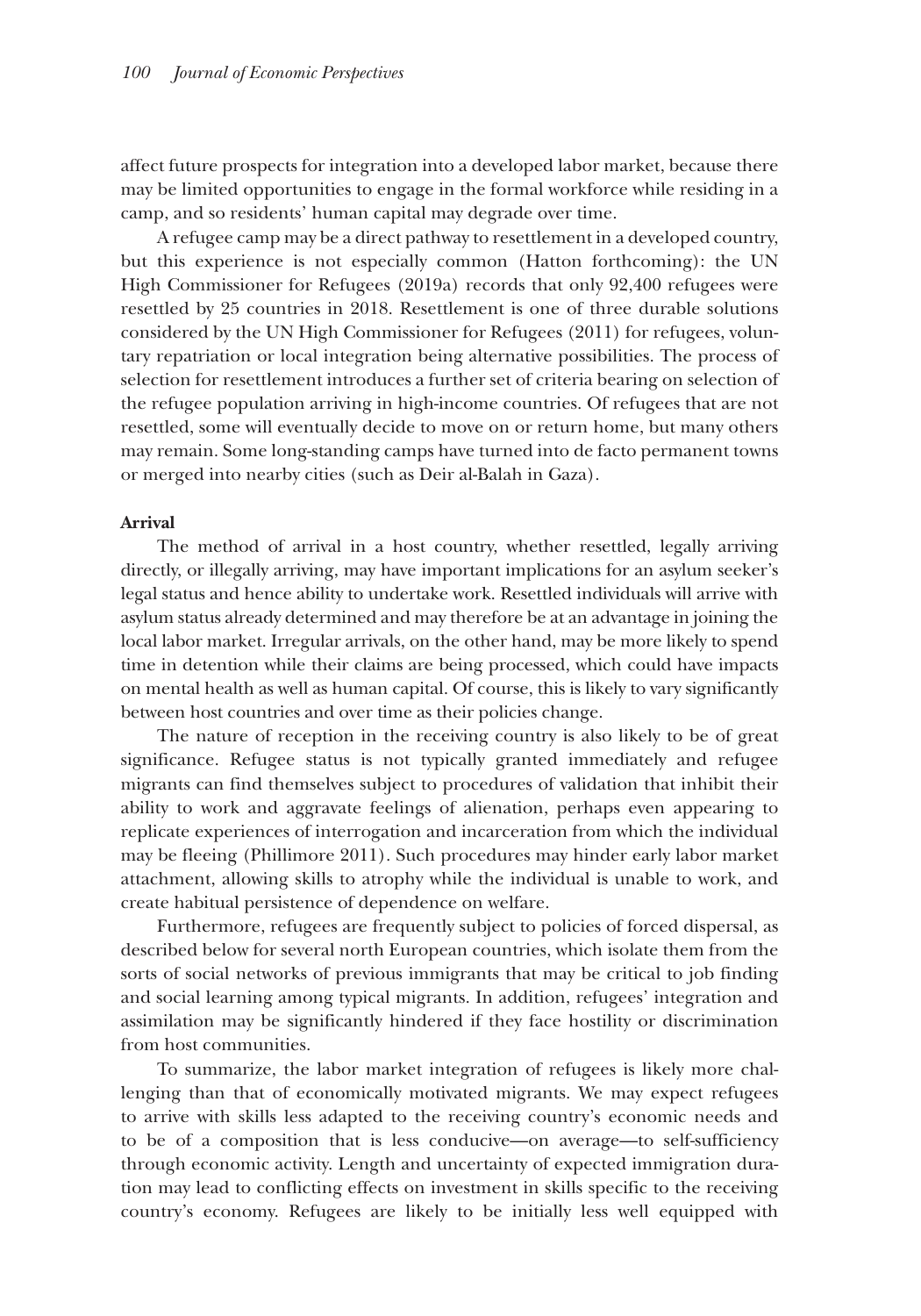affect future prospects for integration into a developed labor market, because there may be limited opportunities to engage in the formal workforce while residing in a camp, and so residents' human capital may degrade over time.

A refugee camp may be a direct pathway to resettlement in a developed country, but this experience is not especially common (Hatton forthcoming): the UN High Commissioner for Refugees (2019a) records that only 92,400 refugees were resettled by 25 countries in 2018. Resettlement is one of three durable solutions considered by the UN High Commissioner for Refugees (2011) for refugees, voluntary repatriation or local integration being alternative possibilities. The process of selection for resettlement introduces a further set of criteria bearing on selection of the refugee population arriving in high-income countries. Of refugees that are not resettled, some will eventually decide to move on or return home, but many others may remain. Some long-standing camps have turned into de facto permanent towns or merged into nearby cities (such as Deir al-Balah in Gaza).

**Arrival**

The method of arrival in a host country, whether resettled, legally arriving directly, or illegally arriving, may have important implications for an asylum seeker's legal status and hence ability to undertake work. Resettled individuals will arrive with asylum status already determined and may therefore be at an advantage in joining the local labor market. Irregular arrivals, on the other hand, may be more likely to spend time in detention while their claims are being processed, which could have impacts on mental health as well as human capital. Of course, this is likely to vary significantly between host countries and over time as their policies change.

The nature of reception in the receiving country is also likely to be of great significance. Refugee status is not typically granted immediately and refugee migrants can find themselves subject to procedures of validation that inhibit their ability to work and aggravate feelings of alienation, perhaps even appearing to replicate experiences of interrogation and incarceration from which the individual may be fleeing (Phillimore 2011). Such procedures may hinder early labor market attachment, allowing skills to atrophy while the individual is unable to work, and create habitual persistence of dependence on welfare.

Furthermore, refugees are frequently subject to policies of forced dispersal, as described below for several north European countries, which isolate them from the sorts of social networks of previous immigrants that may be critical to job finding and social learning among typical migrants. In addition, refugees' integration and assimilation may be significantly hindered if they face hostility or discrimination from host communities.

To summarize, the labor market integration of refugees is likely more challenging than that of economically motivated migrants. We may expect refugees to arrive with skills less adapted to the receiving country's economic needs and to be of a composition that is less conducive—on average—to self-sufficiency through economic activity. Length and uncertainty of expected immigration duration may lead to conflicting effects on investment in skills specific to the receiving country's economy. Refugees are likely to be initially less well equipped with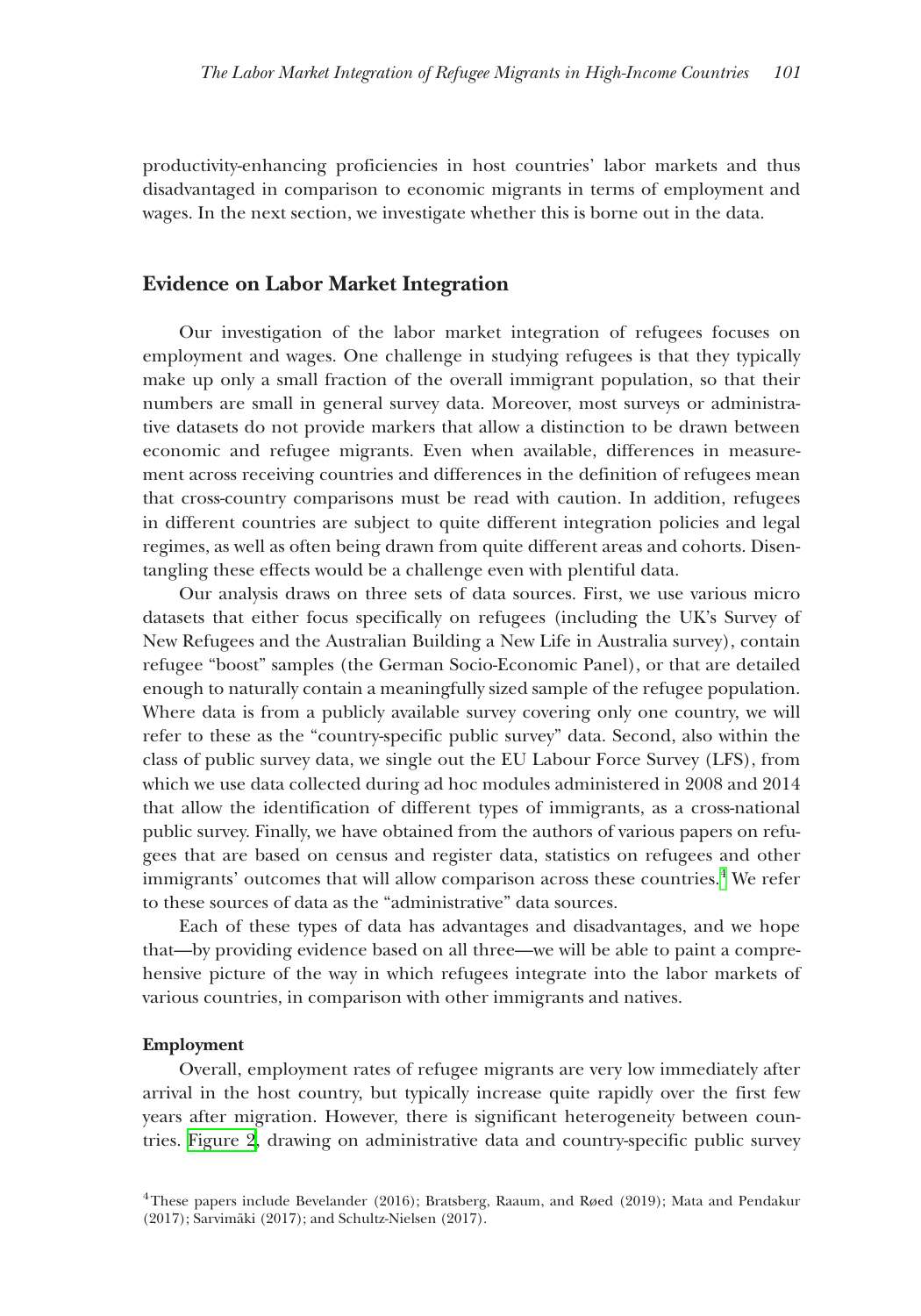productivity-enhancing proficiencies in host countries' labor markets and thus disadvantaged in comparison to economic migrants in terms of employment and wages. In the next section, we investigate whether this is borne out in the data.

## Evidence on Labor Market Integration

Our investigation of the labor market integration of refugees focuses on employment and wages. One challenge in studying refugees is that they typically make up only a small fraction of the overall immigrant population, so that their numbers are small in general survey data. Moreover, most surveys or administrative datasets do not provide markers that allow a distinction to be drawn between economic and refugee migrants. Even when available, differences in measurement across receiving countries and differences in the definition of refugees mean that cross-country comparisons must be read with caution. In addition, refugees in different countries are subject to quite different integration policies and legal regimes, as well as often being drawn from quite different areas and cohorts. Disentangling these effects would be a challenge even with plentiful data.

Our analysis draws on three sets of data sources. First, we use various micro datasets that either focus specifically on refugees (including the UK's Survey of New Refugees and the Australian Building a New Life in Australia survey), contain refugee "boost" samples (the German Socio-Economic Panel), or that are detailed enough to naturally contain a meaningfully sized sample of the refugee population. Where data is from a publicly available survey covering only one country, we will refer to these as the "country-specific public survey" data. Second, also within the class of public survey data, we single out the EU Labour Force Survey (LFS), from which we use data collected during ad hoc modules administered in 2008 and 2014 that allow the identification of different types of immigrants, as a cross-national public survey. Finally, we have obtained from the authors of various papers on refugees that are based on census and register data, statistics on refugees and other immigrants' outcomes that will allow comparison across these countries.[4] We refer to these sources of data as the "administrative" data sources.

Each of these types of data has advantages and disadvantages, and we hope that—by providing evidence based on all three—we will be able to paint a comprehensive picture of the way in which refugees integrate into the labor markets of various countries, in comparison with other immigrants and natives.

### Employment

Overall, employment rates of refugee migrants are very low immediately after arrival in the host country, but typically increase quite rapidly over the first few years after migration. However, there is significant heterogeneity between countries. Figure 2, drawing on administrative data and country-specific public survey

[4] These papers include Bevelander (2016); Bratsberg, Raaum, and Røed (2019); Mata and Pendakur (2017); Sarvimäki (2017); and Schultz-Nielsen (2017).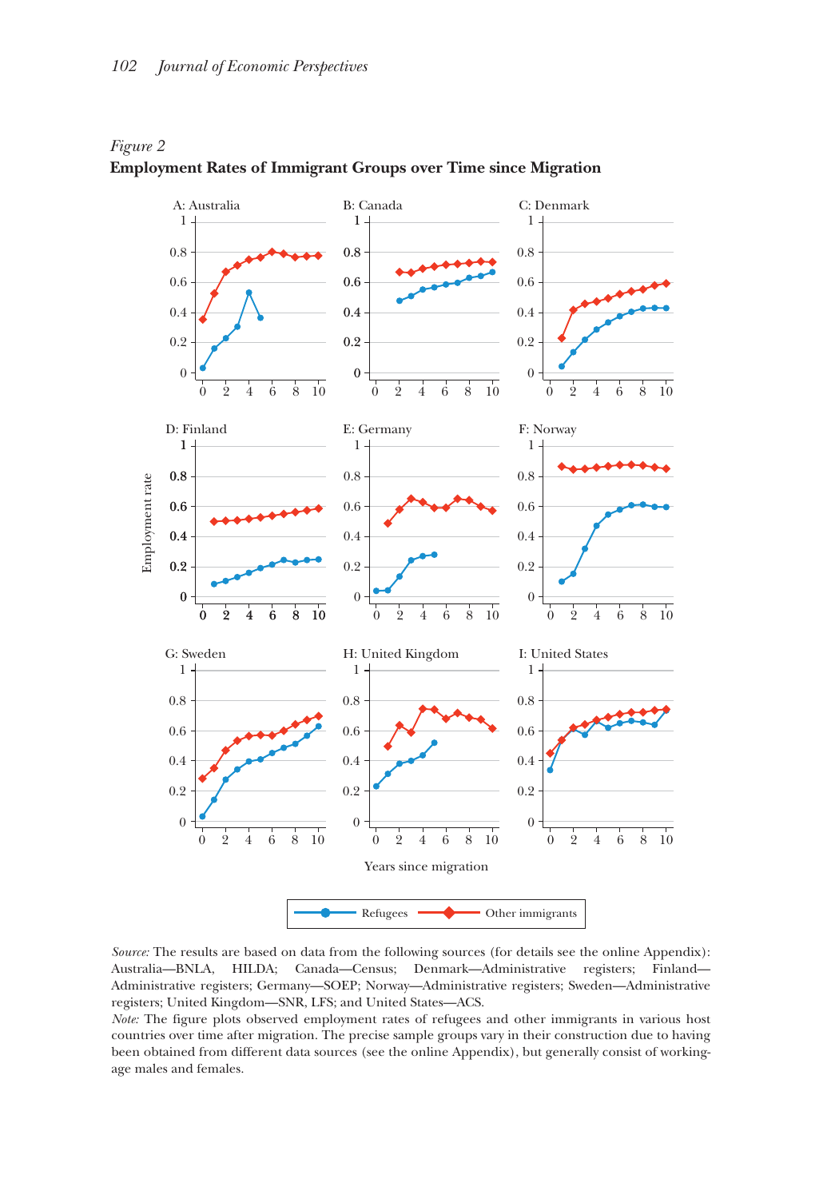*Figure 2*
**Employment Rates of Immigrant Groups over Time since Migration**

*Source:* The results are based on data from the following sources (for details see the online Appendix): Australia—BNLA, HILDA; Canada—Census; Denmark—Administrative registers; Finland—Administrative registers; Germany—SOEP; Norway—Administrative registers; Sweden—Administrative registers; United Kingdom—SNR, LFS; and United States—ACS.

*Note:* The figure plots observed employment rates of refugees and other immigrants in various host countries over time after migration. The precise sample groups vary in their construction due to having been obtained from different data sources (see the online Appendix), but generally consist of working-age males and females.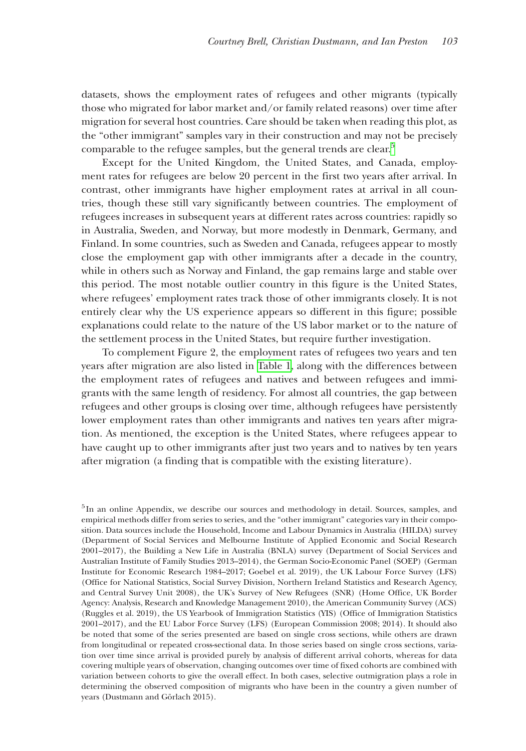datasets, shows the employment rates of refugees and other migrants (typically those who migrated for labor market and/or family related reasons) over time after migration for several host countries. Care should be taken when reading this plot, as the "other immigrant" samples vary in their construction and may not be precisely comparable to the refugee samples, but the general trends are clear.[5]

Except for the United Kingdom, the United States, and Canada, employment rates for refugees are below 20 percent in the first two years after arrival. In contrast, other immigrants have higher employment rates at arrival in all countries, though these still vary significantly between countries. The employment of refugees increases in subsequent years at different rates across countries: rapidly so in Australia, Sweden, and Norway, but more modestly in Denmark, Germany, and Finland. In some countries, such as Sweden and Canada, refugees appear to mostly close the employment gap with other immigrants after a decade in the country, while in others such as Norway and Finland, the gap remains large and stable over this period. The most notable outlier country in this figure is the United States, where refugees' employment rates track those of other immigrants closely. It is not entirely clear why the US experience appears so different in this figure; possible explanations could relate to the nature of the US labor market or to the nature of the settlement process in the United States, but require further investigation.

To complement Figure 2, the employment rates of refugees two years and ten years after migration are also listed in Table 1, along with the differences between the employment rates of refugees and natives and between refugees and immigrants with the same length of residency. For almost all countries, the gap between refugees and other groups is closing over time, although refugees have persistently lower employment rates than other immigrants and natives ten years after migration. As mentioned, the exception is the United States, where refugees appear to have caught up to other immigrants after just two years and to natives by ten years after migration (a finding that is compatible with the existing literature).

[5] In an online Appendix, we describe our sources and methodology in detail. Sources, samples, and empirical methods differ from series to series, and the "other immigrant" categories vary in their composition. Data sources include the Household, Income and Labour Dynamics in Australia (HILDA) survey (Department of Social Services and Melbourne Institute of Applied Economic and Social Research 2001–2017), the Building a New Life in Australia (BNLA) survey (Department of Social Services and Australian Institute of Family Studies 2013–2014), the German Socio-Economic Panel (SOEP) (German Institute for Economic Research 1984–2017; Goebel et al. 2019), the UK Labour Force Survey (LFS) (Office for National Statistics, Social Survey Division, Northern Ireland Statistics and Research Agency, and Central Survey Unit 2008), the UK's Survey of New Refugees (SNR) (Home Office, UK Border Agency: Analysis, Research and Knowledge Management 2010), the American Community Survey (ACS) (Ruggles et al. 2019), the US Yearbook of Immigration Statistics (YIS) (Office of Immigration Statistics 2001–2017), and the EU Labor Force Survey (LFS) (European Commission 2008; 2014). It should also be noted that some of the series presented are based on single cross sections, while others are drawn from longitudinal or repeated cross-sectional data. In those series based on single cross sections, variation over time since arrival is provided purely by analysis of different arrival cohorts, whereas for data covering multiple years of observation, changing outcomes over time of fixed cohorts are combined with variation between cohorts to give the overall effect. In both cases, selective outmigration plays a role in determining the observed composition of migrants who have been in the country a given number of years (Dustmann and Görlach 2015).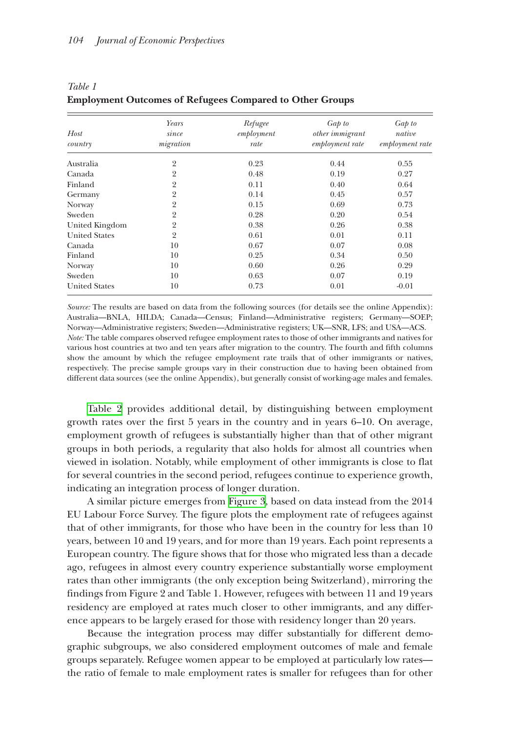*Table 1*
**Employment Outcomes of Refugees Compared to Other Groups**

| *Host country* | *Years since migration* | *Refugee employment rate* | *Gap to other immigrant employment rate* | *Gap to native employment rate* |
|---|---|---|---|---|
| Australia | 2 | 0.23 | 0.44 | 0.55 |
| Canada | 2 | 0.48 | 0.19 | 0.27 |
| Finland | 2 | 0.11 | 0.40 | 0.64 |
| Germany | 2 | 0.14 | 0.45 | 0.57 |
| Norway | 2 | 0.15 | 0.69 | 0.73 |
| Sweden | 2 | 0.28 | 0.20 | 0.54 |
| United Kingdom | 2 | 0.38 | 0.26 | 0.38 |
| United States | 2 | 0.61 | 0.01 | 0.11 |
| Canada | 10 | 0.67 | 0.07 | 0.08 |
| Finland | 10 | 0.25 | 0.34 | 0.50 |
| Norway | 10 | 0.60 | 0.26 | 0.29 |
| Sweden | 10 | 0.63 | 0.07 | 0.19 |
| United States | 10 | 0.73 | 0.01 | -0.01 |

*Source:* The results are based on data from the following sources (for details see the online Appendix): Australia—BNLA, HILDA; Canada—Census; Finland—Administrative registers; Germany—SOEP; Norway—Administrative registers; Sweden—Administrative registers; UK—SNR, LFS; and USA—ACS.
*Note:* The table compares observed refugee employment rates to those of other immigrants and natives for various host countries at two and ten years after migration to the country. The fourth and fifth columns show the amount by which the refugee employment rate trails that of other immigrants or natives, respectively. The precise sample groups vary in their construction due to having been obtained from different data sources (see the online Appendix), but generally consist of working-age males and females.

Table 2 provides additional detail, by distinguishing between employment growth rates over the first 5 years in the country and in years 6–10. On average, employment growth of refugees is substantially higher than that of other migrant groups in both periods, a regularity that also holds for almost all countries when viewed in isolation. Notably, while employment of other immigrants is close to flat for several countries in the second period, refugees continue to experience growth, indicating an integration process of longer duration.

A similar picture emerges from Figure 3, based on data instead from the 2014 EU Labour Force Survey. The figure plots the employment rate of refugees against that of other immigrants, for those who have been in the country for less than 10 years, between 10 and 19 years, and for more than 19 years. Each point represents a European country. The figure shows that for those who migrated less than a decade ago, refugees in almost every country experience substantially worse employment rates than other immigrants (the only exception being Switzerland), mirroring the findings from Figure 2 and Table 1. However, refugees with between 11 and 19 years residency are employed at rates much closer to other immigrants, and any difference appears to be largely erased for those with residency longer than 20 years.

Because the integration process may differ substantially for different demographic subgroups, we also considered employment outcomes of male and female groups separately. Refugee women appear to be employed at particularly low rates—the ratio of female to male employment rates is smaller for refugees than for other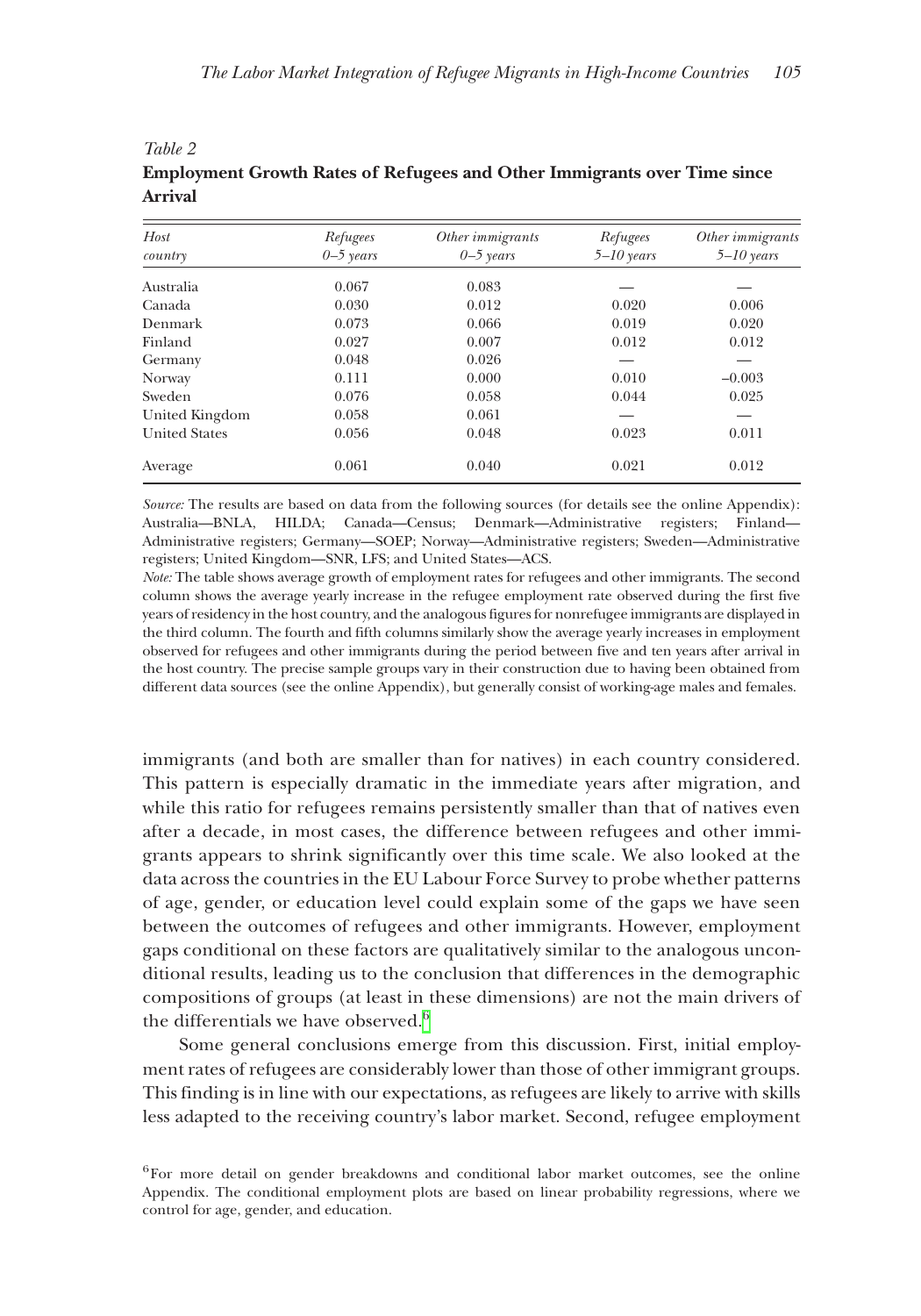*Table 2*
**Employment Growth Rates of Refugees and Other Immigrants over Time since Arrival**

| *Host country* | *Refugees 0–5 years* | *Other immigrants 0–5 years* | *Refugees 5–10 years* | *Other immigrants 5–10 years* |
|---|---|---|---|---|
| Australia | 0.067 | 0.083 | — | — |
| Canada | 0.030 | 0.012 | 0.020 | 0.006 |
| Denmark | 0.073 | 0.066 | 0.019 | 0.020 |
| Finland | 0.027 | 0.007 | 0.012 | 0.012 |
| Germany | 0.048 | 0.026 | — | — |
| Norway | 0.111 | 0.000 | 0.010 | –0.003 |
| Sweden | 0.076 | 0.058 | 0.044 | 0.025 |
| United Kingdom | 0.058 | 0.061 | — | — |
| United States | 0.056 | 0.048 | 0.023 | 0.011 |
| Average | 0.061 | 0.040 | 0.021 | 0.012 |

*Source:* The results are based on data from the following sources (for details see the online Appendix): Australia—BNLA, HILDA; Canada—Census; Denmark—Administrative registers; Finland—Administrative registers; Germany—SOEP; Norway—Administrative registers; Sweden—Administrative registers; United Kingdom—SNR, LFS; and United States—ACS.

*Note:* The table shows average growth of employment rates for refugees and other immigrants. The second column shows the average yearly increase in the refugee employment rate observed during the first five years of residency in the host country, and the analogous figures for nonrefugee immigrants are displayed in the third column. The fourth and fifth columns similarly show the average yearly increases in employment observed for refugees and other immigrants during the period between five and ten years after arrival in the host country. The precise sample groups vary in their construction due to having been obtained from different data sources (see the online Appendix), but generally consist of working-age males and females.

immigrants (and both are smaller than for natives) in each country considered. This pattern is especially dramatic in the immediate years after migration, and while this ratio for refugees remains persistently smaller than that of natives even after a decade, in most cases, the difference between refugees and other immigrants appears to shrink significantly over this time scale. We also looked at the data across the countries in the EU Labour Force Survey to probe whether patterns of age, gender, or education level could explain some of the gaps we have seen between the outcomes of refugees and other immigrants. However, employment gaps conditional on these factors are qualitatively similar to the analogous unconditional results, leading us to the conclusion that differences in the demographic compositions of groups (at least in these dimensions) are not the main drivers of the differentials we have observed.[6]

Some general conclusions emerge from this discussion. First, initial employment rates of refugees are considerably lower than those of other immigrant groups. This finding is in line with our expectations, as refugees are likely to arrive with skills less adapted to the receiving country's labor market. Second, refugee employment

[6] For more detail on gender breakdowns and conditional labor market outcomes, see the online Appendix. The conditional employment plots are based on linear probability regressions, where we control for age, gender, and education.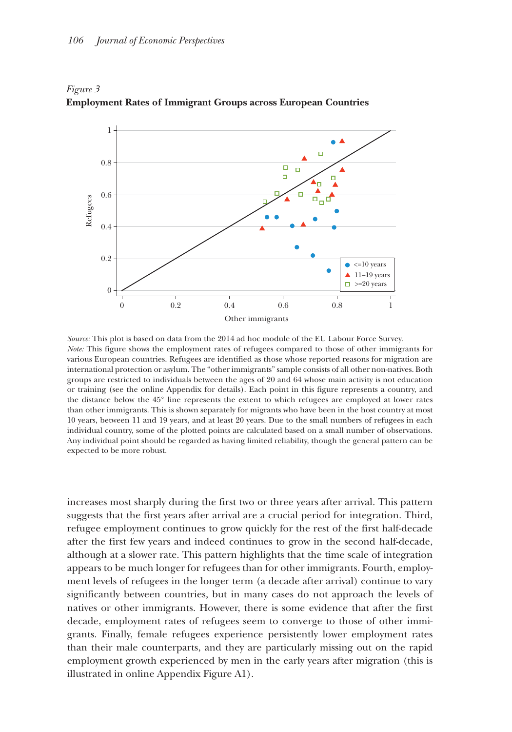*Figure 3*
**Employment Rates of Immigrant Groups across European Countries**

Refugees

1
0.8
0.6
0.4
0.2
0

0
0.2
0.4
0.6
0.8
1

Other immigrants

<=10 years
11–19 years
>=20 years

*Source:* This plot is based on data from the 2014 ad hoc module of the EU Labour Force Survey.
*Note:* This figure shows the employment rates of refugees compared to those of other immigrants for various European countries. Refugees are identified as those whose reported reasons for migration are international protection or asylum. The "other immigrants" sample consists of all other non-natives. Both groups are restricted to individuals between the ages of 20 and 64 whose main activity is not education or training (see the online Appendix for details). Each point in this figure represents a country, and the distance below the 45° line represents the extent to which refugees are employed at lower rates than other immigrants. This is shown separately for migrants who have been in the host country at most 10 years, between 11 and 19 years, and at least 20 years. Due to the small numbers of refugees in each individual country, some of the plotted points are calculated based on a small number of observations. Any individual point should be regarded as having limited reliability, though the general pattern can be expected to be more robust.

increases most sharply during the first two or three years after arrival. This pattern suggests that the first years after arrival are a crucial period for integration. Third, refugee employment continues to grow quickly for the rest of the first half-decade after the first few years and indeed continues to grow in the second half-decade, although at a slower rate. This pattern highlights that the time scale of integration appears to be much longer for refugees than for other immigrants. Fourth, employment levels of refugees in the longer term (a decade after arrival) continue to vary significantly between countries, but in many cases do not approach the levels of natives or other immigrants. However, there is some evidence that after the first decade, employment rates of refugees seem to converge to those of other immigrants. Finally, female refugees experience persistently lower employment rates than their male counterparts, and they are particularly missing out on the rapid employment growth experienced by men in the early years after migration (this is illustrated in online Appendix Figure A1).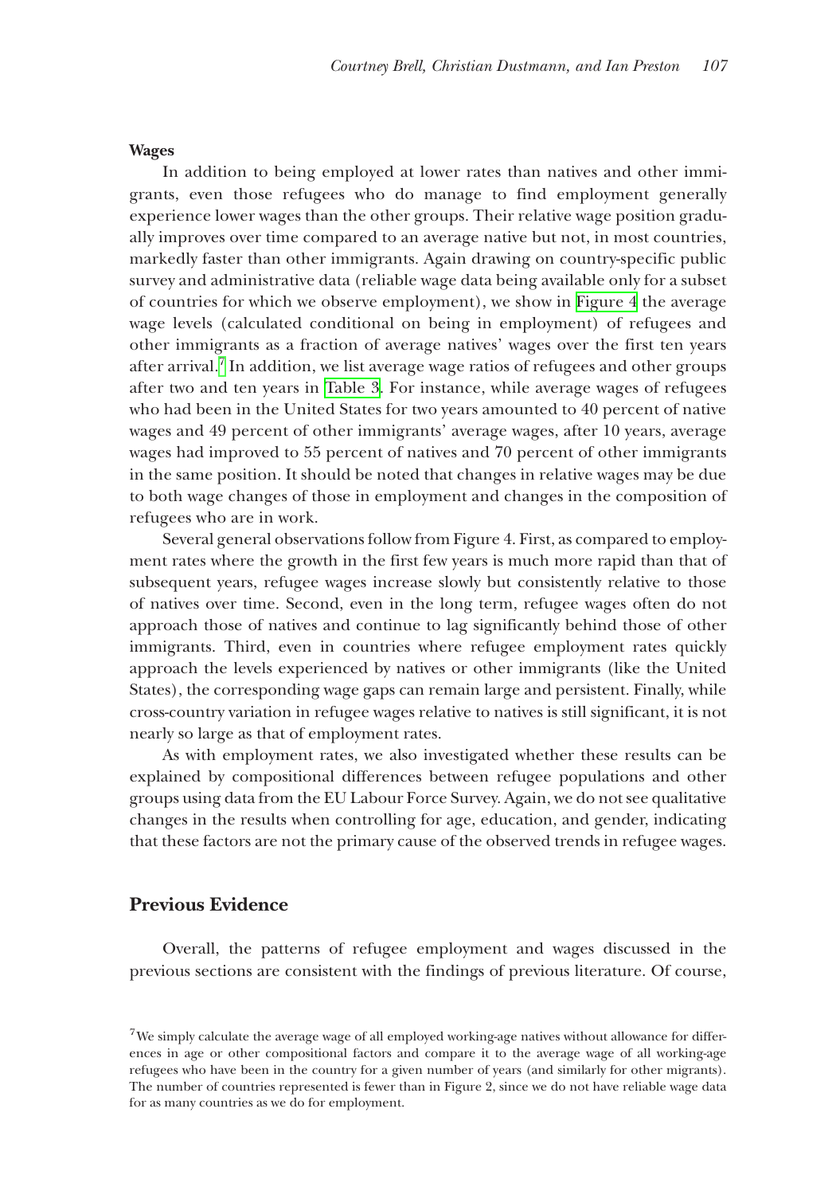**Wages**

In addition to being employed at lower rates than natives and other immigrants, even those refugees who do manage to find employment generally experience lower wages than the other groups. Their relative wage position gradually improves over time compared to an average native but not, in most countries, markedly faster than other immigrants. Again drawing on country-specific public survey and administrative data (reliable wage data being available only for a subset of countries for which we observe employment), we show in Figure 4 the average wage levels (calculated conditional on being in employment) of refugees and other immigrants as a fraction of average natives' wages over the first ten years after arrival.[7] In addition, we list average wage ratios of refugees and other groups after two and ten years in Table 3. For instance, while average wages of refugees who had been in the United States for two years amounted to 40 percent of native wages and 49 percent of other immigrants' average wages, after 10 years, average wages had improved to 55 percent of natives and 70 percent of other immigrants in the same position. It should be noted that changes in relative wages may be due to both wage changes of those in employment and changes in the composition of refugees who are in work.

Several general observations follow from Figure 4. First, as compared to employment rates where the growth in the first few years is much more rapid than that of subsequent years, refugee wages increase slowly but consistently relative to those of natives over time. Second, even in the long term, refugee wages often do not approach those of natives and continue to lag significantly behind those of other immigrants. Third, even in countries where refugee employment rates quickly approach the levels experienced by natives or other immigrants (like the United States), the corresponding wage gaps can remain large and persistent. Finally, while cross-country variation in refugee wages relative to natives is still significant, it is not nearly so large as that of employment rates.

As with employment rates, we also investigated whether these results can be explained by compositional differences between refugee populations and other groups using data from the EU Labour Force Survey. Again, we do not see qualitative changes in the results when controlling for age, education, and gender, indicating that these factors are not the primary cause of the observed trends in refugee wages.

## Previous Evidence

Overall, the patterns of refugee employment and wages discussed in the previous sections are consistent with the findings of previous literature. Of course,

[7] We simply calculate the average wage of all employed working-age natives without allowance for differences in age or other compositional factors and compare it to the average wage of all working-age refugees who have been in the country for a given number of years (and similarly for other migrants). The number of countries represented is fewer than in Figure 2, since we do not have reliable wage data for as many countries as we do for employment.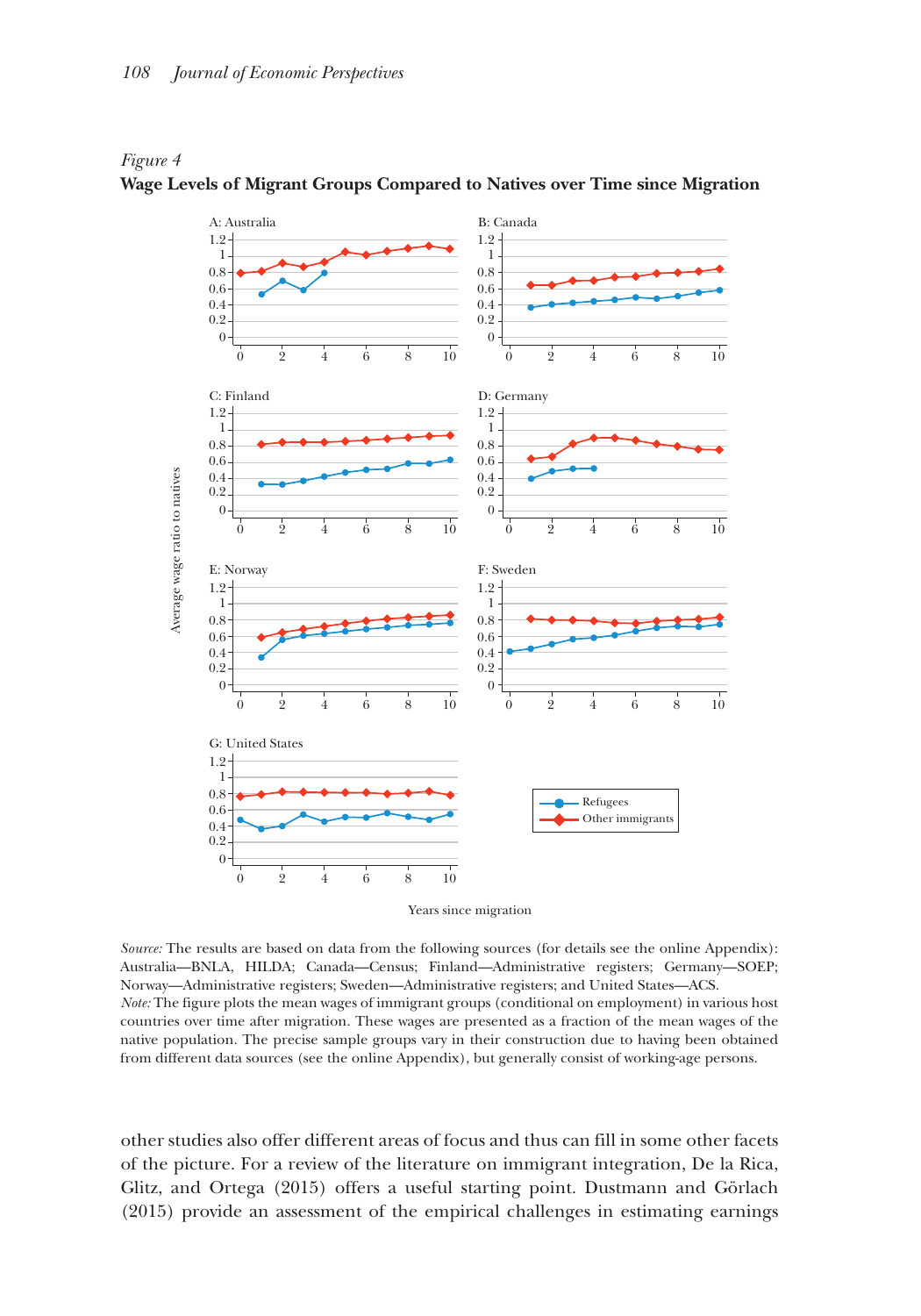*Figure 4*
**Wage Levels of Migrant Groups Compared to Natives over Time since Migration**

*Source:* The results are based on data from the following sources (for details see the online Appendix): Australia—BNLA, HILDA; Canada—Census; Finland—Administrative registers; Germany—SOEP; Norway—Administrative registers; Sweden—Administrative registers; and United States—ACS.
*Note:* The figure plots the mean wages of immigrant groups (conditional on employment) in various host countries over time after migration. These wages are presented as a fraction of the mean wages of the native population. The precise sample groups vary in their construction due to having been obtained from different data sources (see the online Appendix), but generally consist of working-age persons.

other studies also offer different areas of focus and thus can fill in some other facets of the picture. For a review of the literature on immigrant integration, De la Rica, Glitz, and Ortega (2015) offers a useful starting point. Dustmann and Görlach (2015) provide an assessment of the empirical challenges in estimating earnings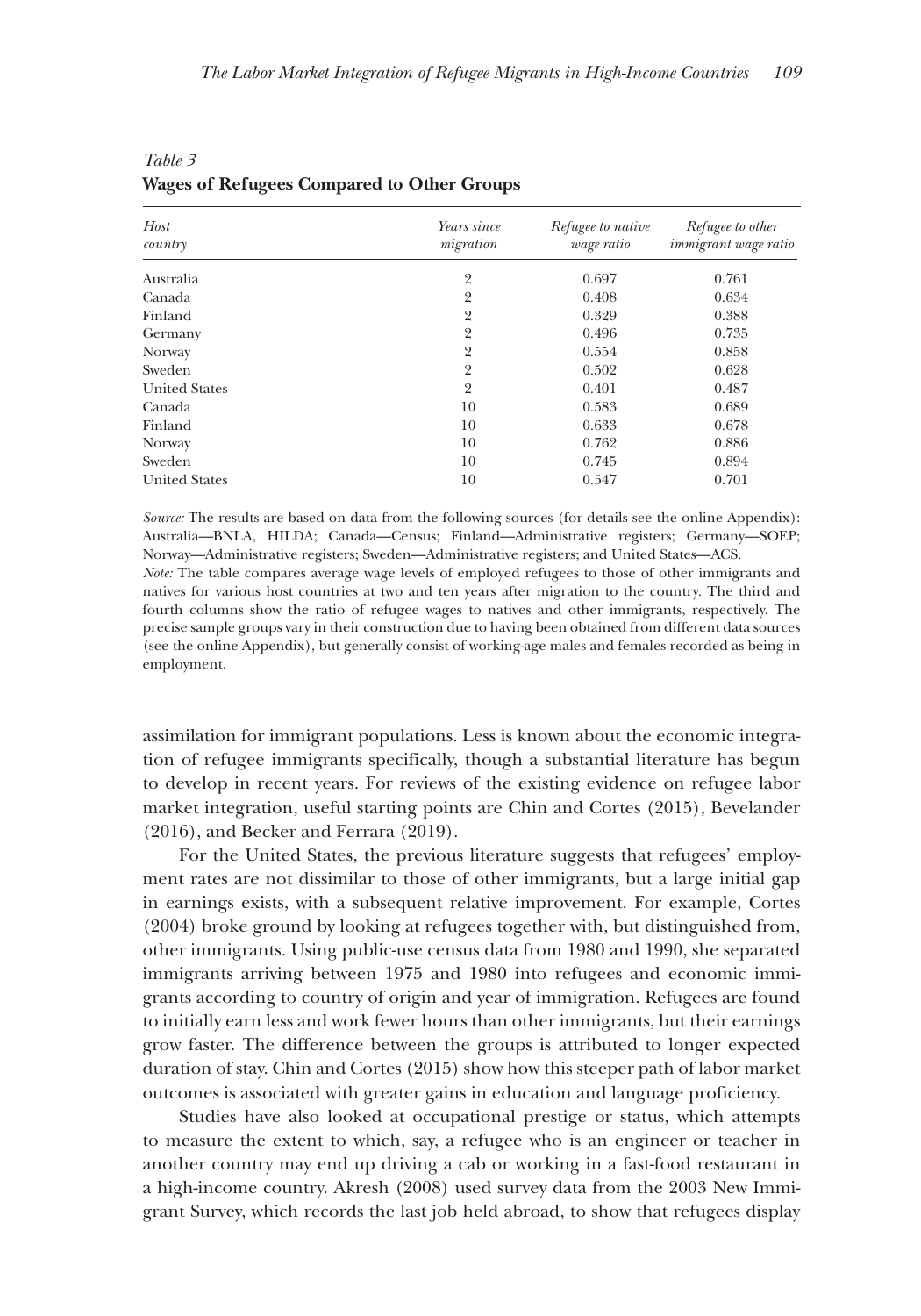*Table 3*
**Wages of Refugees Compared to Other Groups**

| *Host country* | *Years since migration* | *Refugee to native wage ratio* | *Refugee to other immigrant wage ratio* |
|---|---|---|---|
| Australia | 2 | 0.697 | 0.761 |
| Canada | 2 | 0.408 | 0.634 |
| Finland | 2 | 0.329 | 0.388 |
| Germany | 2 | 0.496 | 0.735 |
| Norway | 2 | 0.554 | 0.858 |
| Sweden | 2 | 0.502 | 0.628 |
| United States | 2 | 0.401 | 0.487 |
| Canada | 10 | 0.583 | 0.689 |
| Finland | 10 | 0.633 | 0.678 |
| Norway | 10 | 0.762 | 0.886 |
| Sweden | 10 | 0.745 | 0.894 |
| United States | 10 | 0.547 | 0.701 |

*Source:* The results are based on data from the following sources (for details see the online Appendix): Australia—BNLA, HILDA; Canada—Census; Finland—Administrative registers; Germany—SOEP; Norway—Administrative registers; Sweden—Administrative registers; and United States—ACS.
*Note:* The table compares average wage levels of employed refugees to those of other immigrants and natives for various host countries at two and ten years after migration to the country. The third and fourth columns show the ratio of refugee wages to natives and other immigrants, respectively. The precise sample groups vary in their construction due to having been obtained from different data sources (see the online Appendix), but generally consist of working-age males and females recorded as being in employment.

assimilation for immigrant populations. Less is known about the economic integration of refugee immigrants specifically, though a substantial literature has begun to develop in recent years. For reviews of the existing evidence on refugee labor market integration, useful starting points are Chin and Cortes (2015), Bevelander (2016), and Becker and Ferrara (2019).

For the United States, the previous literature suggests that refugees' employment rates are not dissimilar to those of other immigrants, but a large initial gap in earnings exists, with a subsequent relative improvement. For example, Cortes (2004) broke ground by looking at refugees together with, but distinguished from, other immigrants. Using public-use census data from 1980 and 1990, she separated immigrants arriving between 1975 and 1980 into refugees and economic immigrants according to country of origin and year of immigration. Refugees are found to initially earn less and work fewer hours than other immigrants, but their earnings grow faster. The difference between the groups is attributed to longer expected duration of stay. Chin and Cortes (2015) show how this steeper path of labor market outcomes is associated with greater gains in education and language proficiency.

Studies have also looked at occupational prestige or status, which attempts to measure the extent to which, say, a refugee who is an engineer or teacher in another country may end up driving a cab or working in a fast-food restaurant in a high-income country. Akresh (2008) used survey data from the 2003 New Immigrant Survey, which records the last job held abroad, to show that refugees display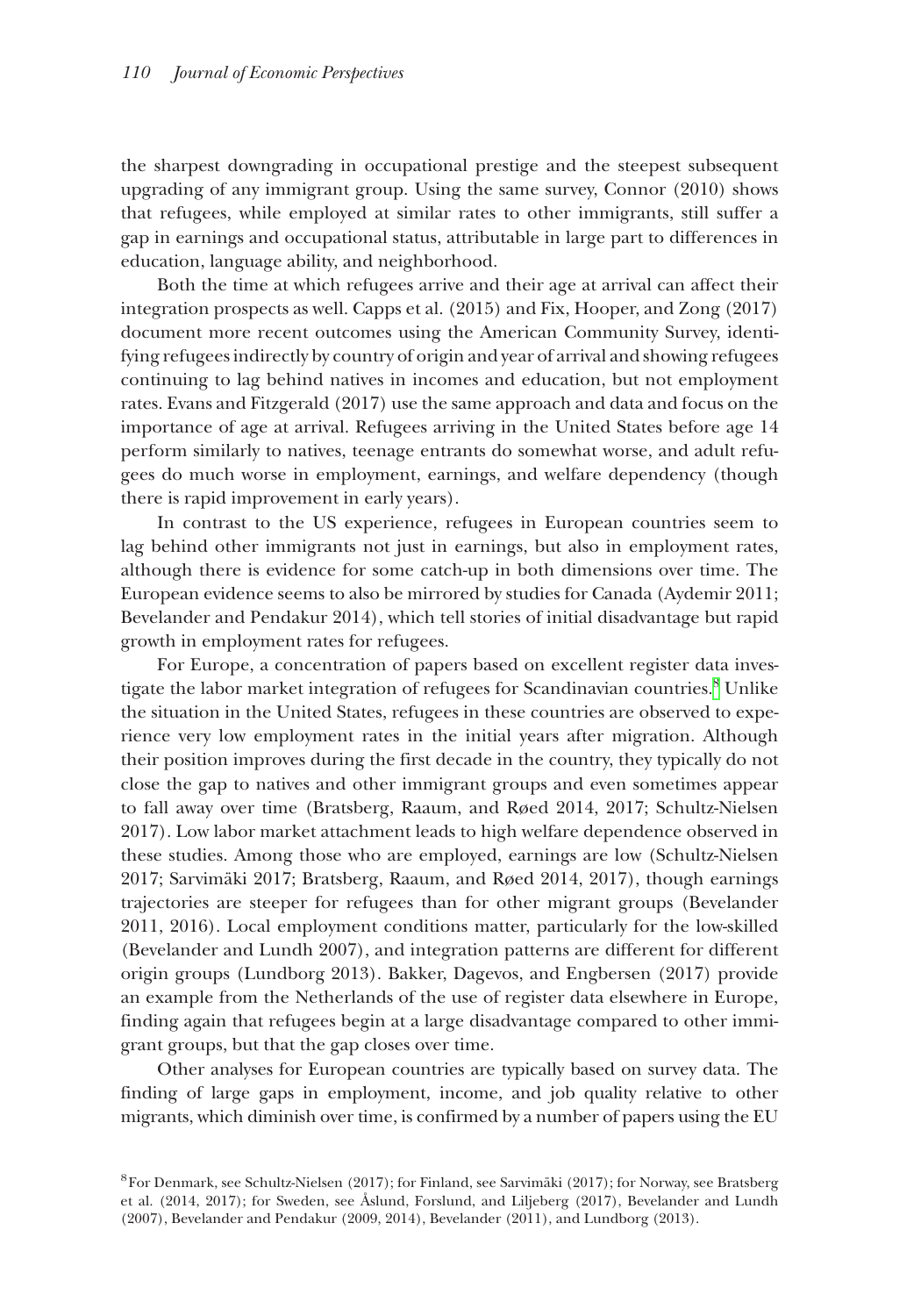the sharpest downgrading in occupational prestige and the steepest subsequent upgrading of any immigrant group. Using the same survey, Connor (2010) shows that refugees, while employed at similar rates to other immigrants, still suffer a gap in earnings and occupational status, attributable in large part to differences in education, language ability, and neighborhood.

Both the time at which refugees arrive and their age at arrival can affect their integration prospects as well. Capps et al. (2015) and Fix, Hooper, and Zong (2017) document more recent outcomes using the American Community Survey, identifying refugees indirectly by country of origin and year of arrival and showing refugees continuing to lag behind natives in incomes and education, but not employment rates. Evans and Fitzgerald (2017) use the same approach and data and focus on the importance of age at arrival. Refugees arriving in the United States before age 14 perform similarly to natives, teenage entrants do somewhat worse, and adult refugees do much worse in employment, earnings, and welfare dependency (though there is rapid improvement in early years).

In contrast to the US experience, refugees in European countries seem to lag behind other immigrants not just in earnings, but also in employment rates, although there is evidence for some catch-up in both dimensions over time. The European evidence seems to also be mirrored by studies for Canada (Aydemir 2011; Bevelander and Pendakur 2014), which tell stories of initial disadvantage but rapid growth in employment rates for refugees.

For Europe, a concentration of papers based on excellent register data investigate the labor market integration of refugees for Scandinavian countries.[8] Unlike the situation in the United States, refugees in these countries are observed to experience very low employment rates in the initial years after migration. Although their position improves during the first decade in the country, they typically do not close the gap to natives and other immigrant groups and even sometimes appear to fall away over time (Bratsberg, Raaum, and Røed 2014, 2017; Schultz-Nielsen 2017). Low labor market attachment leads to high welfare dependence observed in these studies. Among those who are employed, earnings are low (Schultz-Nielsen 2017; Sarvimäki 2017; Bratsberg, Raaum, and Røed 2014, 2017), though earnings trajectories are steeper for refugees than for other migrant groups (Bevelander 2011, 2016). Local employment conditions matter, particularly for the low-skilled (Bevelander and Lundh 2007), and integration patterns are different for different origin groups (Lundborg 2013). Bakker, Dagevos, and Engbersen (2017) provide an example from the Netherlands of the use of register data elsewhere in Europe, finding again that refugees begin at a large disadvantage compared to other immigrant groups, but that the gap closes over time.

Other analyses for European countries are typically based on survey data. The finding of large gaps in employment, income, and job quality relative to other migrants, which diminish over time, is confirmed by a number of papers using the EU

[8] For Denmark, see Schultz-Nielsen (2017); for Finland, see Sarvimäki (2017); for Norway, see Bratsberg et al. (2014, 2017); for Sweden, see Åslund, Forslund, and Liljeberg (2017), Bevelander and Lundh (2007), Bevelander and Pendakur (2009, 2014), Bevelander (2011), and Lundborg (2013).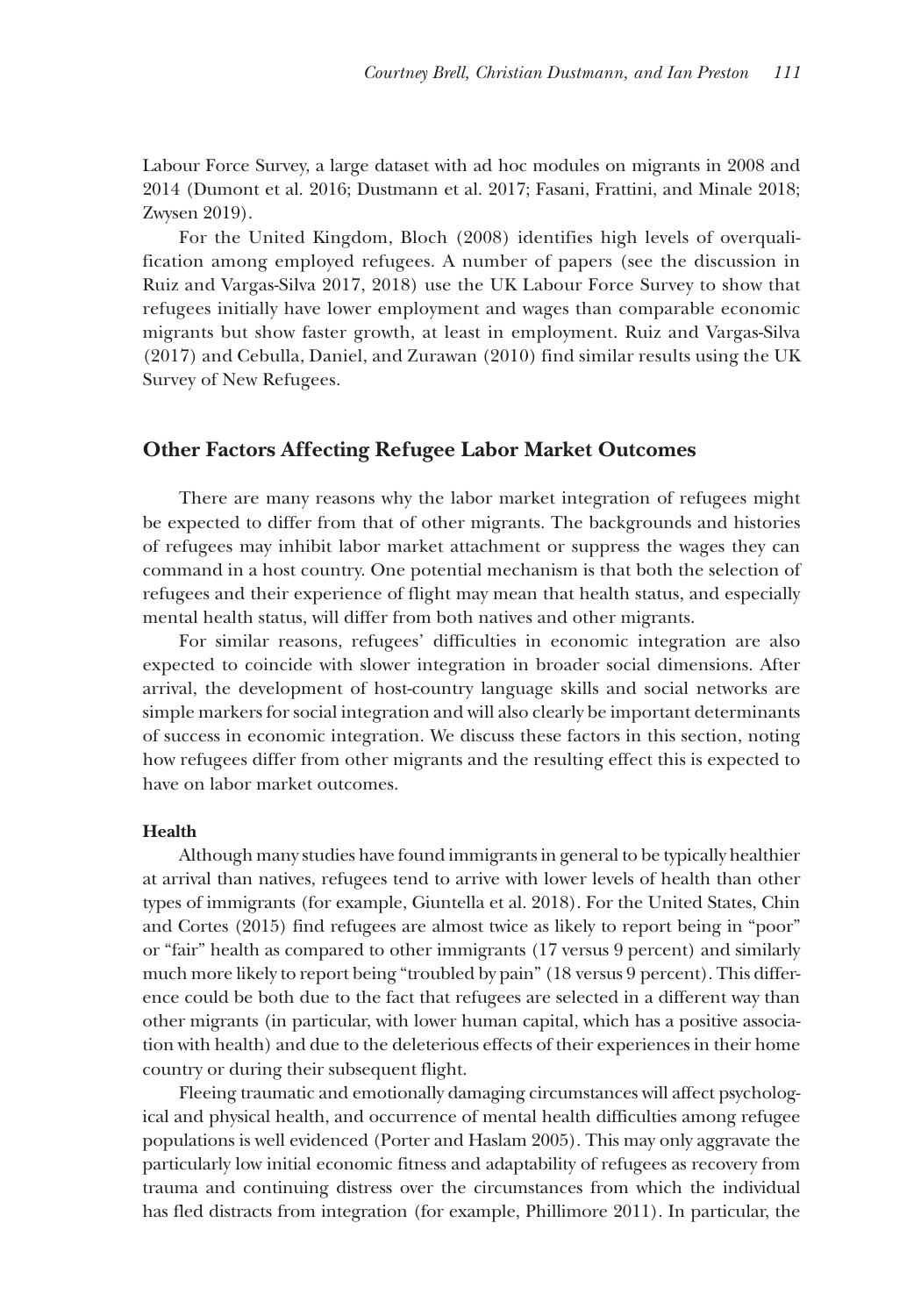Labour Force Survey, a large dataset with ad hoc modules on migrants in 2008 and 2014 (Dumont et al. 2016; Dustmann et al. 2017; Fasani, Frattini, and Minale 2018; Zwysen 2019).

For the United Kingdom, Bloch (2008) identifies high levels of overqualification among employed refugees. A number of papers (see the discussion in Ruiz and Vargas-Silva 2017, 2018) use the UK Labour Force Survey to show that refugees initially have lower employment and wages than comparable economic migrants but show faster growth, at least in employment. Ruiz and Vargas-Silva (2017) and Cebulla, Daniel, and Zurawan (2010) find similar results using the UK Survey of New Refugees.

## Other Factors Affecting Refugee Labor Market Outcomes

There are many reasons why the labor market integration of refugees might be expected to differ from that of other migrants. The backgrounds and histories of refugees may inhibit labor market attachment or suppress the wages they can command in a host country. One potential mechanism is that both the selection of refugees and their experience of flight may mean that health status, and especially mental health status, will differ from both natives and other migrants.

For similar reasons, refugees' difficulties in economic integration are also expected to coincide with slower integration in broader social dimensions. After arrival, the development of host-country language skills and social networks are simple markers for social integration and will also clearly be important determinants of success in economic integration. We discuss these factors in this section, noting how refugees differ from other migrants and the resulting effect this is expected to have on labor market outcomes.

### Health

Although many studies have found immigrants in general to be typically healthier at arrival than natives, refugees tend to arrive with lower levels of health than other types of immigrants (for example, Giuntella et al. 2018). For the United States, Chin and Cortes (2015) find refugees are almost twice as likely to report being in "poor" or "fair" health as compared to other immigrants (17 versus 9 percent) and similarly much more likely to report being "troubled by pain" (18 versus 9 percent). This difference could be both due to the fact that refugees are selected in a different way than other migrants (in particular, with lower human capital, which has a positive association with health) and due to the deleterious effects of their experiences in their home country or during their subsequent flight.

Fleeing traumatic and emotionally damaging circumstances will affect psychological and physical health, and occurrence of mental health difficulties among refugee populations is well evidenced (Porter and Haslam 2005). This may only aggravate the particularly low initial economic fitness and adaptability of refugees as recovery from trauma and continuing distress over the circumstances from which the individual has fled distracts from integration (for example, Phillimore 2011). In particular, the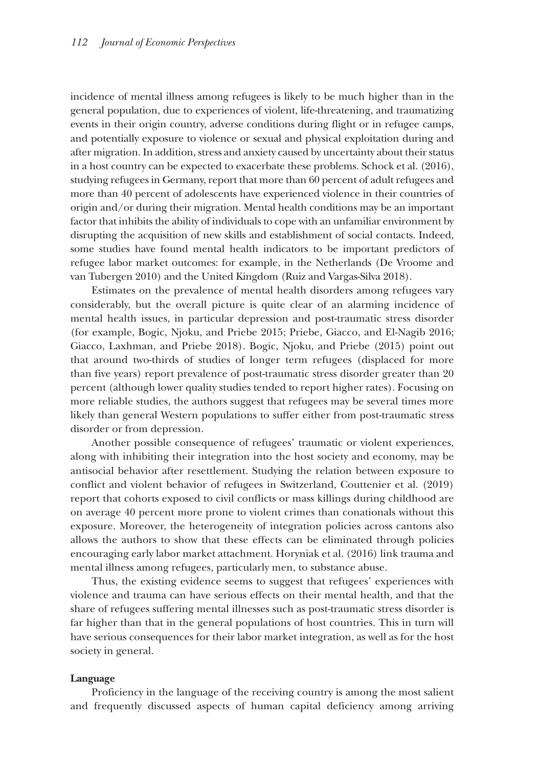incidence of mental illness among refugees is likely to be much higher than in the general population, due to experiences of violent, life-threatening, and traumatizing events in their origin country, adverse conditions during flight or in refugee camps, and potentially exposure to violence or sexual and physical exploitation during and after migration. In addition, stress and anxiety caused by uncertainty about their status in a host country can be expected to exacerbate these problems. Schock et al. (2016), studying refugees in Germany, report that more than 60 percent of adult refugees and more than 40 percent of adolescents have experienced violence in their countries of origin and/or during their migration. Mental health conditions may be an important factor that inhibits the ability of individuals to cope with an unfamiliar environment by disrupting the acquisition of new skills and establishment of social contacts. Indeed, some studies have found mental health indicators to be important predictors of refugee labor market outcomes: for example, in the Netherlands (De Vroome and van Tubergen 2010) and the United Kingdom (Ruiz and Vargas-Silva 2018).

Estimates on the prevalence of mental health disorders among refugees vary considerably, but the overall picture is quite clear of an alarming incidence of mental health issues, in particular depression and post-traumatic stress disorder (for example, Bogic, Njoku, and Priebe 2015; Priebe, Giacco, and El-Nagib 2016; Giacco, Laxhman, and Priebe 2018). Bogic, Njoku, and Priebe (2015) point out that around two-thirds of studies of longer term refugees (displaced for more than five years) report prevalence of post-traumatic stress disorder greater than 20 percent (although lower quality studies tended to report higher rates). Focusing on more reliable studies, the authors suggest that refugees may be several times more likely than general Western populations to suffer either from post-traumatic stress disorder or from depression.

Another possible consequence of refugees' traumatic or violent experiences, along with inhibiting their integration into the host society and economy, may be antisocial behavior after resettlement. Studying the relation between exposure to conflict and violent behavior of refugees in Switzerland, Couttenier et al. (2019) report that cohorts exposed to civil conflicts or mass killings during childhood are on average 40 percent more prone to violent crimes than conationals without this exposure. Moreover, the heterogeneity of integration policies across cantons also allows the authors to show that these effects can be eliminated through policies encouraging early labor market attachment. Horyniak et al. (2016) link trauma and mental illness among refugees, particularly men, to substance abuse.

Thus, the existing evidence seems to suggest that refugees' experiences with violence and trauma can have serious effects on their mental health, and that the share of refugees suffering mental illnesses such as post-traumatic stress disorder is far higher than that in the general populations of host countries. This in turn will have serious consequences for their labor market integration, as well as for the host society in general.

**Language**

Proficiency in the language of the receiving country is among the most salient and frequently discussed aspects of human capital deficiency among arriving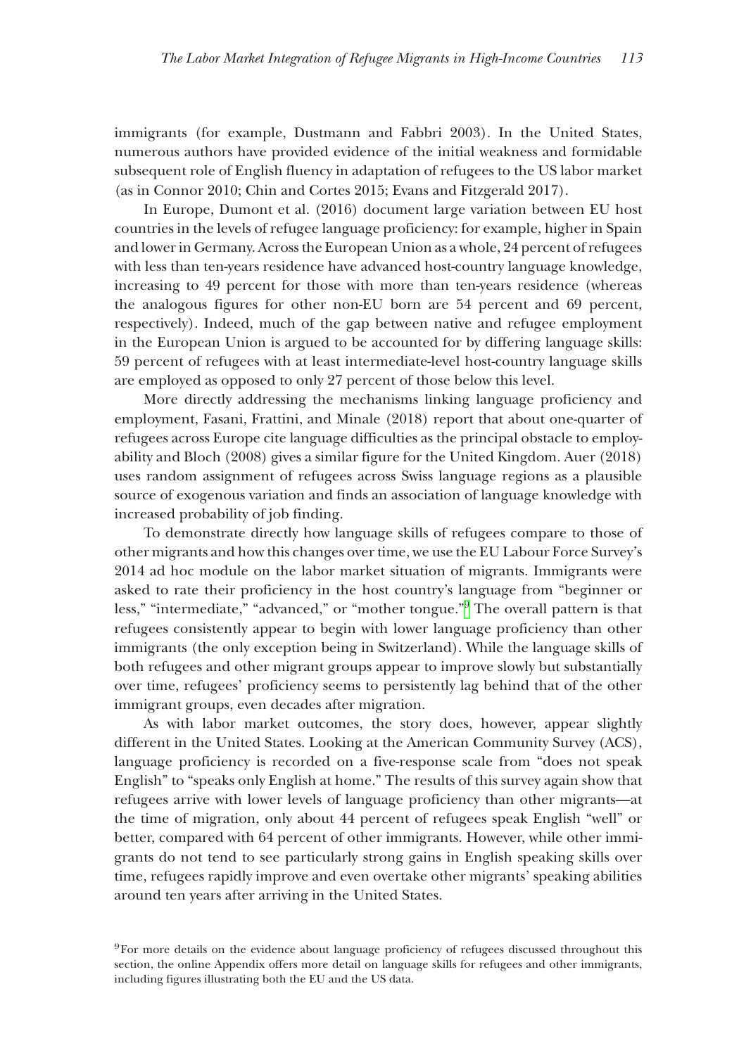immigrants (for example, Dustmann and Fabbri 2003). In the United States, numerous authors have provided evidence of the initial weakness and formidable subsequent role of English fluency in adaptation of refugees to the US labor market (as in Connor 2010; Chin and Cortes 2015; Evans and Fitzgerald 2017).

In Europe, Dumont et al. (2016) document large variation between EU host countries in the levels of refugee language proficiency: for example, higher in Spain and lower in Germany. Across the European Union as a whole, 24 percent of refugees with less than ten-years residence have advanced host-country language knowledge, increasing to 49 percent for those with more than ten-years residence (whereas the analogous figures for other non-EU born are 54 percent and 69 percent, respectively). Indeed, much of the gap between native and refugee employment in the European Union is argued to be accounted for by differing language skills: 59 percent of refugees with at least intermediate-level host-country language skills are employed as opposed to only 27 percent of those below this level.

More directly addressing the mechanisms linking language proficiency and employment, Fasani, Frattini, and Minale (2018) report that about one-quarter of refugees across Europe cite language difficulties as the principal obstacle to employability and Bloch (2008) gives a similar figure for the United Kingdom. Auer (2018) uses random assignment of refugees across Swiss language regions as a plausible source of exogenous variation and finds an association of language knowledge with increased probability of job finding.

To demonstrate directly how language skills of refugees compare to those of other migrants and how this changes over time, we use the EU Labour Force Survey's 2014 ad hoc module on the labor market situation of migrants. Immigrants were asked to rate their proficiency in the host country's language from "beginner or less," "intermediate," "advanced," or "mother tongue."[9] The overall pattern is that refugees consistently appear to begin with lower language proficiency than other immigrants (the only exception being in Switzerland). While the language skills of both refugees and other migrant groups appear to improve slowly but substantially over time, refugees' proficiency seems to persistently lag behind that of the other immigrant groups, even decades after migration.

As with labor market outcomes, the story does, however, appear slightly different in the United States. Looking at the American Community Survey (ACS), language proficiency is recorded on a five-response scale from "does not speak English" to "speaks only English at home." The results of this survey again show that refugees arrive with lower levels of language proficiency than other migrants—at the time of migration, only about 44 percent of refugees speak English "well" or better, compared with 64 percent of other immigrants. However, while other immigrants do not tend to see particularly strong gains in English speaking skills over time, refugees rapidly improve and even overtake other migrants' speaking abilities around ten years after arriving in the United States.

[9] For more details on the evidence about language proficiency of refugees discussed throughout this section, the online Appendix offers more detail on language skills for refugees and other immigrants, including figures illustrating both the EU and the US data.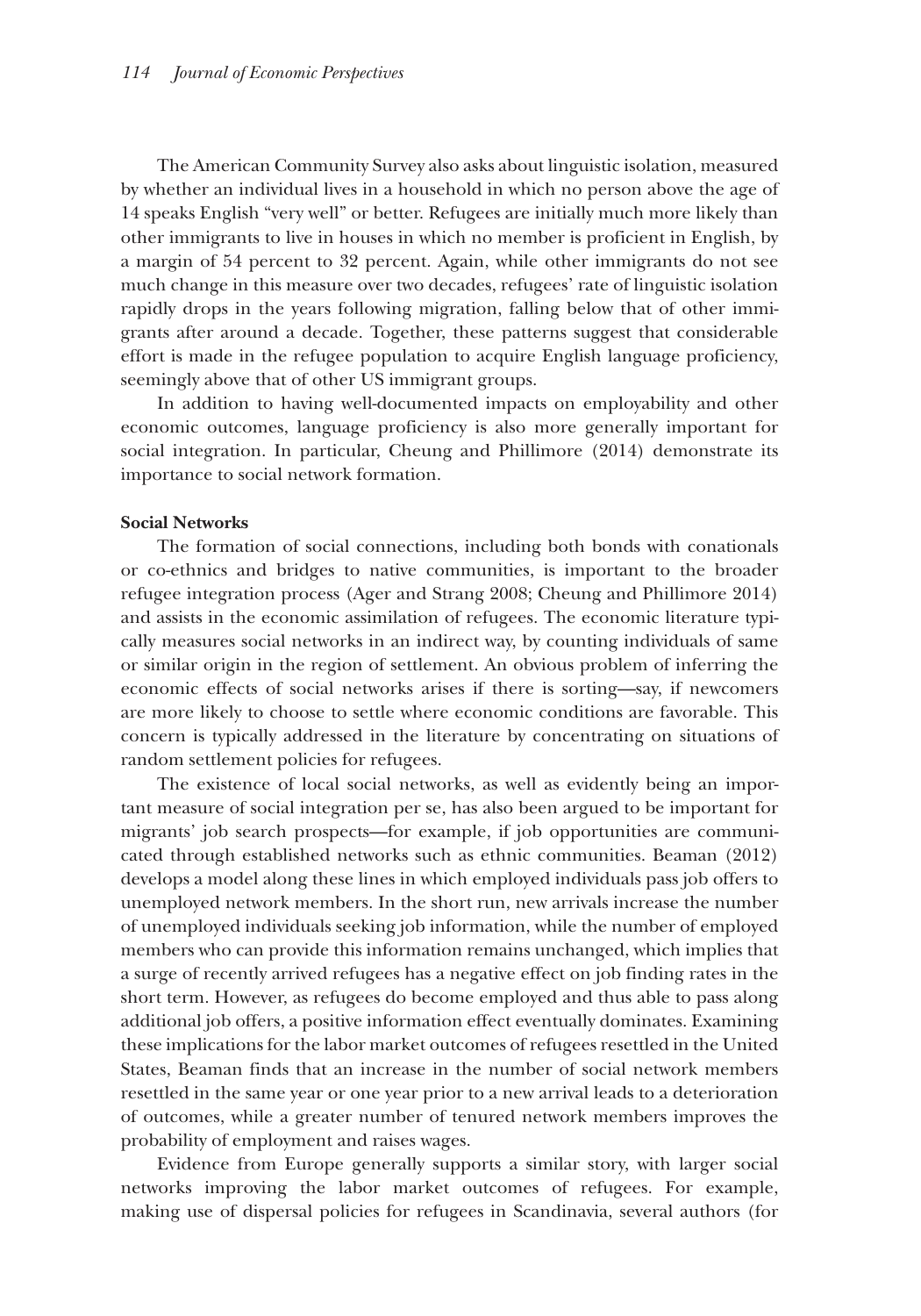The American Community Survey also asks about linguistic isolation, measured by whether an individual lives in a household in which no person above the age of 14 speaks English "very well" or better. Refugees are initially much more likely than other immigrants to live in houses in which no member is proficient in English, by a margin of 54 percent to 32 percent. Again, while other immigrants do not see much change in this measure over two decades, refugees' rate of linguistic isolation rapidly drops in the years following migration, falling below that of other immigrants after around a decade. Together, these patterns suggest that considerable effort is made in the refugee population to acquire English language proficiency, seemingly above that of other US immigrant groups.

In addition to having well-documented impacts on employability and other economic outcomes, language proficiency is also more generally important for social integration. In particular, Cheung and Phillimore (2014) demonstrate its importance to social network formation.

**Social Networks**

The formation of social connections, including both bonds with conationals or co-ethnics and bridges to native communities, is important to the broader refugee integration process (Ager and Strang 2008; Cheung and Phillimore 2014) and assists in the economic assimilation of refugees. The economic literature typically measures social networks in an indirect way, by counting individuals of same or similar origin in the region of settlement. An obvious problem of inferring the economic effects of social networks arises if there is sorting—say, if newcomers are more likely to choose to settle where economic conditions are favorable. This concern is typically addressed in the literature by concentrating on situations of random settlement policies for refugees.

The existence of local social networks, as well as evidently being an important measure of social integration per se, has also been argued to be important for migrants' job search prospects—for example, if job opportunities are communicated through established networks such as ethnic communities. Beaman (2012) develops a model along these lines in which employed individuals pass job offers to unemployed network members. In the short run, new arrivals increase the number of unemployed individuals seeking job information, while the number of employed members who can provide this information remains unchanged, which implies that a surge of recently arrived refugees has a negative effect on job finding rates in the short term. However, as refugees do become employed and thus able to pass along additional job offers, a positive information effect eventually dominates. Examining these implications for the labor market outcomes of refugees resettled in the United States, Beaman finds that an increase in the number of social network members resettled in the same year or one year prior to a new arrival leads to a deterioration of outcomes, while a greater number of tenured network members improves the probability of employment and raises wages.

Evidence from Europe generally supports a similar story, with larger social networks improving the labor market outcomes of refugees. For example, making use of dispersal policies for refugees in Scandinavia, several authors (for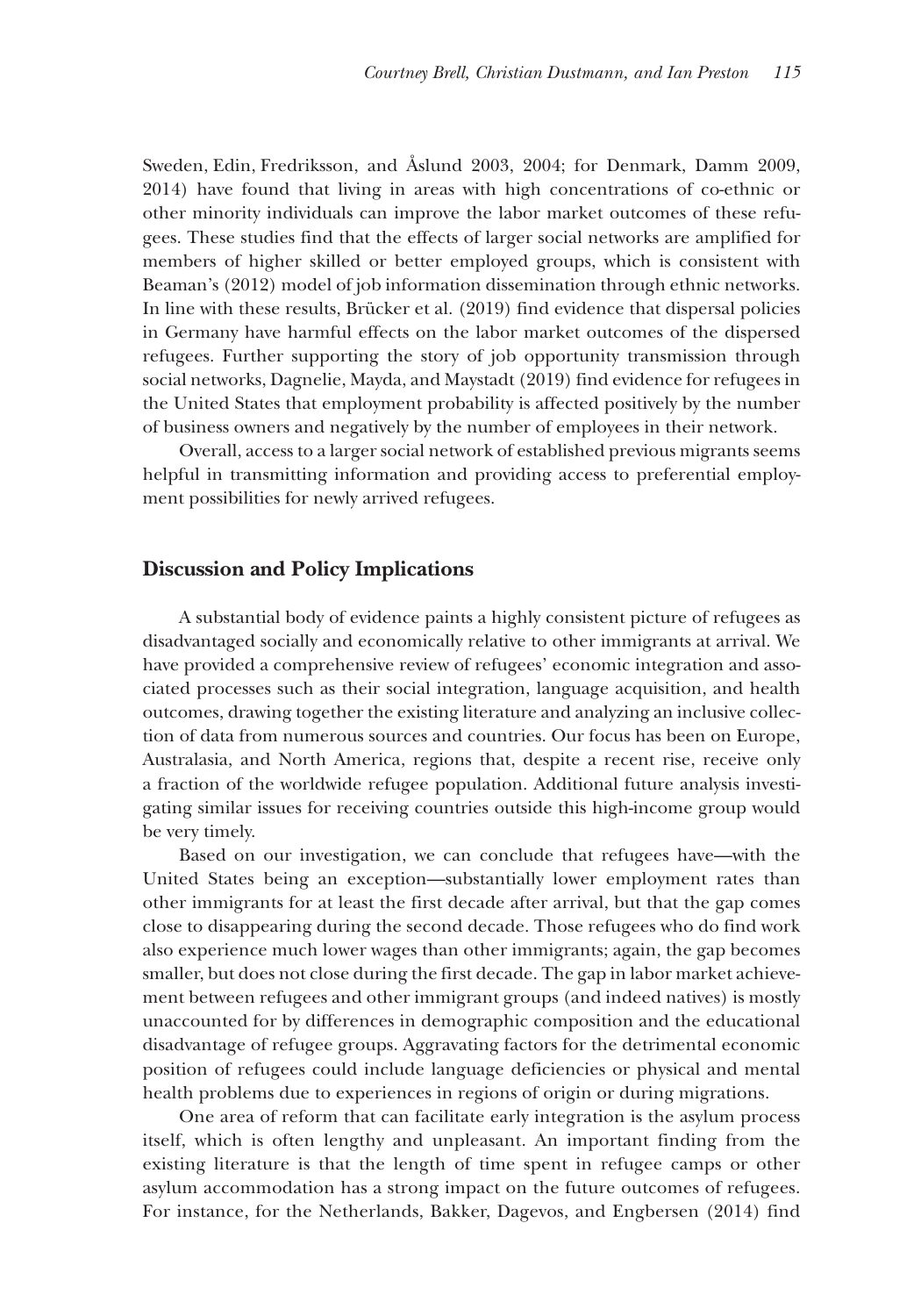Sweden, Edin, Fredriksson, and Åslund 2003, 2004; for Denmark, Damm 2009, 2014) have found that living in areas with high concentrations of co-ethnic or other minority individuals can improve the labor market outcomes of these refugees. These studies find that the effects of larger social networks are amplified for members of higher skilled or better employed groups, which is consistent with Beaman's (2012) model of job information dissemination through ethnic networks. In line with these results, Brücker et al. (2019) find evidence that dispersal policies in Germany have harmful effects on the labor market outcomes of the dispersed refugees. Further supporting the story of job opportunity transmission through social networks, Dagnelie, Mayda, and Maystadt (2019) find evidence for refugees in the United States that employment probability is affected positively by the number of business owners and negatively by the number of employees in their network.

Overall, access to a larger social network of established previous migrants seems helpful in transmitting information and providing access to preferential employment possibilities for newly arrived refugees.

## Discussion and Policy Implications

A substantial body of evidence paints a highly consistent picture of refugees as disadvantaged socially and economically relative to other immigrants at arrival. We have provided a comprehensive review of refugees' economic integration and associated processes such as their social integration, language acquisition, and health outcomes, drawing together the existing literature and analyzing an inclusive collection of data from numerous sources and countries. Our focus has been on Europe, Australasia, and North America, regions that, despite a recent rise, receive only a fraction of the worldwide refugee population. Additional future analysis investigating similar issues for receiving countries outside this high-income group would be very timely.

Based on our investigation, we can conclude that refugees have—with the United States being an exception—substantially lower employment rates than other immigrants for at least the first decade after arrival, but that the gap comes close to disappearing during the second decade. Those refugees who do find work also experience much lower wages than other immigrants; again, the gap becomes smaller, but does not close during the first decade. The gap in labor market achievement between refugees and other immigrant groups (and indeed natives) is mostly unaccounted for by differences in demographic composition and the educational disadvantage of refugee groups. Aggravating factors for the detrimental economic position of refugees could include language deficiencies or physical and mental health problems due to experiences in regions of origin or during migrations.

One area of reform that can facilitate early integration is the asylum process itself, which is often lengthy and unpleasant. An important finding from the existing literature is that the length of time spent in refugee camps or other asylum accommodation has a strong impact on the future outcomes of refugees. For instance, for the Netherlands, Bakker, Dagevos, and Engbersen (2014) find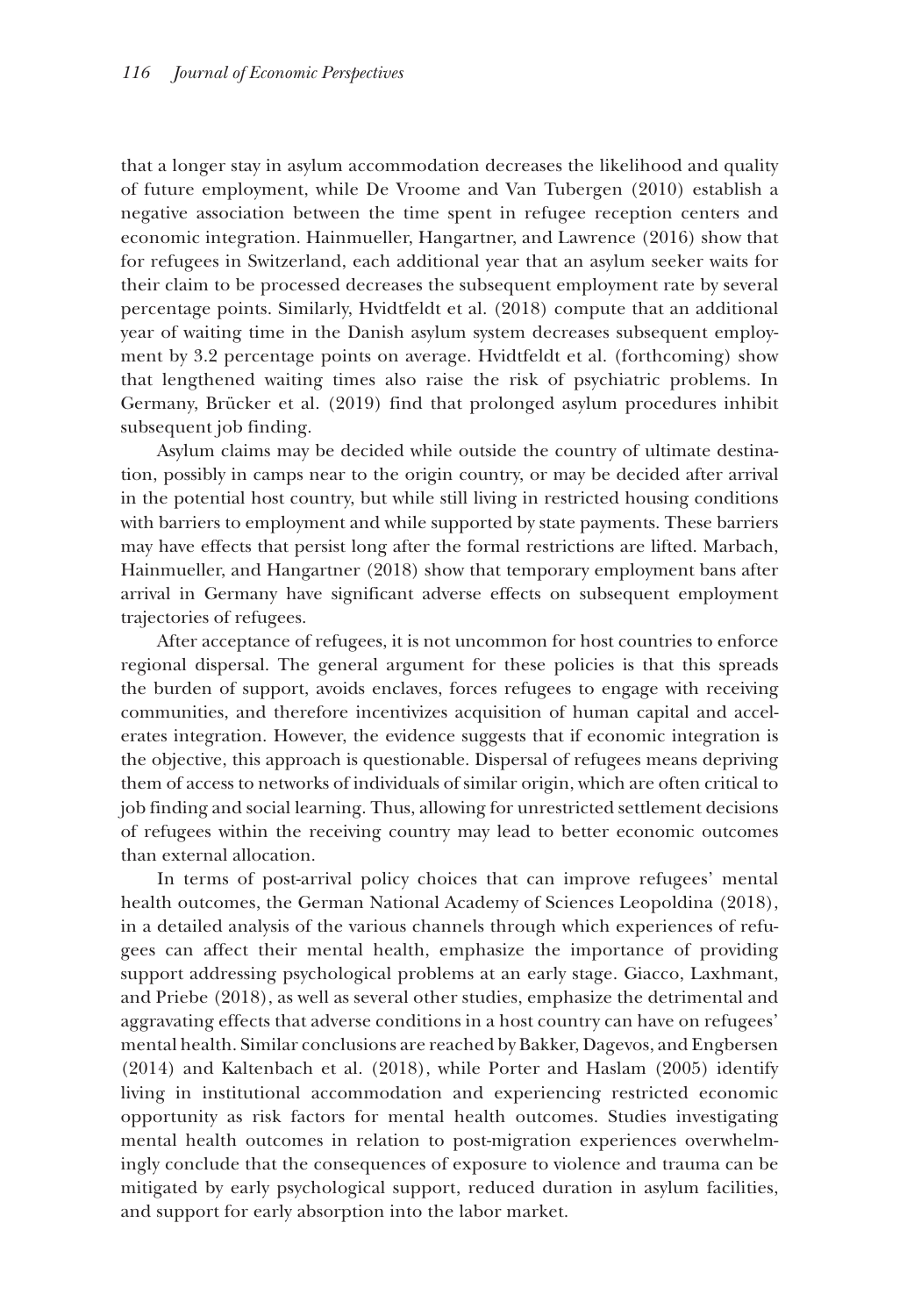that a longer stay in asylum accommodation decreases the likelihood and quality of future employment, while De Vroome and Van Tubergen (2010) establish a negative association between the time spent in refugee reception centers and economic integration. Hainmueller, Hangartner, and Lawrence (2016) show that for refugees in Switzerland, each additional year that an asylum seeker waits for their claim to be processed decreases the subsequent employment rate by several percentage points. Similarly, Hvidtfeldt et al. (2018) compute that an additional year of waiting time in the Danish asylum system decreases subsequent employment by 3.2 percentage points on average. Hvidtfeldt et al. (forthcoming) show that lengthened waiting times also raise the risk of psychiatric problems. In Germany, Brücker et al. (2019) find that prolonged asylum procedures inhibit subsequent job finding.

Asylum claims may be decided while outside the country of ultimate destination, possibly in camps near to the origin country, or may be decided after arrival in the potential host country, but while still living in restricted housing conditions with barriers to employment and while supported by state payments. These barriers may have effects that persist long after the formal restrictions are lifted. Marbach, Hainmueller, and Hangartner (2018) show that temporary employment bans after arrival in Germany have significant adverse effects on subsequent employment trajectories of refugees.

After acceptance of refugees, it is not uncommon for host countries to enforce regional dispersal. The general argument for these policies is that this spreads the burden of support, avoids enclaves, forces refugees to engage with receiving communities, and therefore incentivizes acquisition of human capital and accelerates integration. However, the evidence suggests that if economic integration is the objective, this approach is questionable. Dispersal of refugees means depriving them of access to networks of individuals of similar origin, which are often critical to job finding and social learning. Thus, allowing for unrestricted settlement decisions of refugees within the receiving country may lead to better economic outcomes than external allocation.

In terms of post-arrival policy choices that can improve refugees' mental health outcomes, the German National Academy of Sciences Leopoldina (2018), in a detailed analysis of the various channels through which experiences of refugees can affect their mental health, emphasize the importance of providing support addressing psychological problems at an early stage. Giacco, Laxhmant, and Priebe (2018), as well as several other studies, emphasize the detrimental and aggravating effects that adverse conditions in a host country can have on refugees' mental health. Similar conclusions are reached by Bakker, Dagevos, and Engbersen (2014) and Kaltenbach et al. (2018), while Porter and Haslam (2005) identify living in institutional accommodation and experiencing restricted economic opportunity as risk factors for mental health outcomes. Studies investigating mental health outcomes in relation to post-migration experiences overwhelmingly conclude that the consequences of exposure to violence and trauma can be mitigated by early psychological support, reduced duration in asylum facilities, and support for early absorption into the labor market.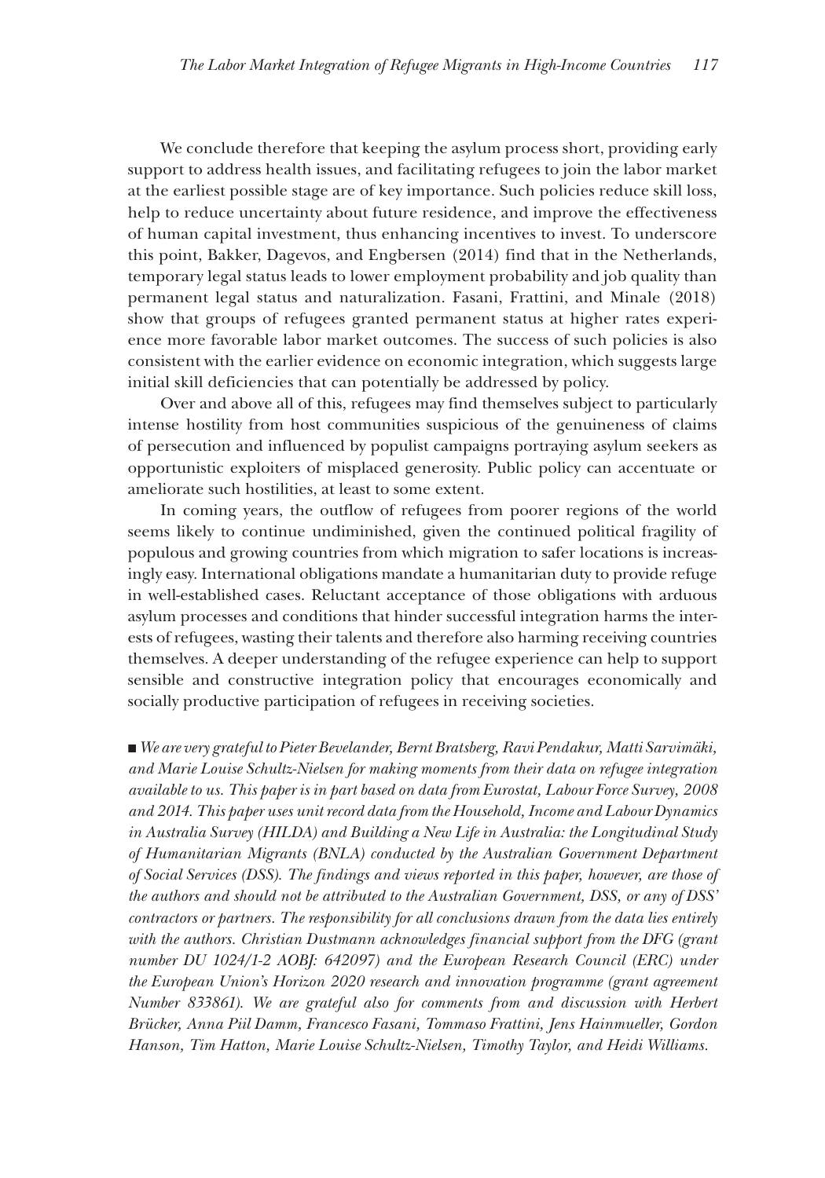We conclude therefore that keeping the asylum process short, providing early support to address health issues, and facilitating refugees to join the labor market at the earliest possible stage are of key importance. Such policies reduce skill loss, help to reduce uncertainty about future residence, and improve the effectiveness of human capital investment, thus enhancing incentives to invest. To underscore this point, Bakker, Dagevos, and Engbersen (2014) find that in the Netherlands, temporary legal status leads to lower employment probability and job quality than permanent legal status and naturalization. Fasani, Frattini, and Minale (2018) show that groups of refugees granted permanent status at higher rates experience more favorable labor market outcomes. The success of such policies is also consistent with the earlier evidence on economic integration, which suggests large initial skill deficiencies that can potentially be addressed by policy.

Over and above all of this, refugees may find themselves subject to particularly intense hostility from host communities suspicious of the genuineness of claims of persecution and influenced by populist campaigns portraying asylum seekers as opportunistic exploiters of misplaced generosity. Public policy can accentuate or ameliorate such hostilities, at least to some extent.

In coming years, the outflow of refugees from poorer regions of the world seems likely to continue undiminished, given the continued political fragility of populous and growing countries from which migration to safer locations is increasingly easy. International obligations mandate a humanitarian duty to provide refuge in well-established cases. Reluctant acceptance of those obligations with arduous asylum processes and conditions that hinder successful integration harms the interests of refugees, wasting their talents and therefore also harming receiving countries themselves. A deeper understanding of the refugee experience can help to support sensible and constructive integration policy that encourages economically and socially productive participation of refugees in receiving societies.

■ *We are very grateful to Pieter Bevelander, Bernt Bratsberg, Ravi Pendakur, Matti Sarvimäki, and Marie Louise Schultz-Nielsen for making moments from their data on refugee integration available to us. This paper is in part based on data from Eurostat, Labour Force Survey, 2008 and 2014. This paper uses unit record data from the Household, Income and Labour Dynamics in Australia Survey (HILDA) and Building a New Life in Australia: the Longitudinal Study of Humanitarian Migrants (BNLA) conducted by the Australian Government Department of Social Services (DSS). The findings and views reported in this paper, however, are those of the authors and should not be attributed to the Australian Government, DSS, or any of DSS' contractors or partners. The responsibility for all conclusions drawn from the data lies entirely with the authors. Christian Dustmann acknowledges financial support from the DFG (grant number DU 1024/1-2 AOBJ: 642097) and the European Research Council (ERC) under the European Union's Horizon 2020 research and innovation programme (grant agreement Number 833861). We are grateful also for comments from and discussion with Herbert Brücker, Anna Piil Damm, Francesco Fasani, Tommaso Frattini, Jens Hainmueller, Gordon Hanson, Tim Hatton, Marie Louise Schultz-Nielsen, Timothy Taylor, and Heidi Williams.*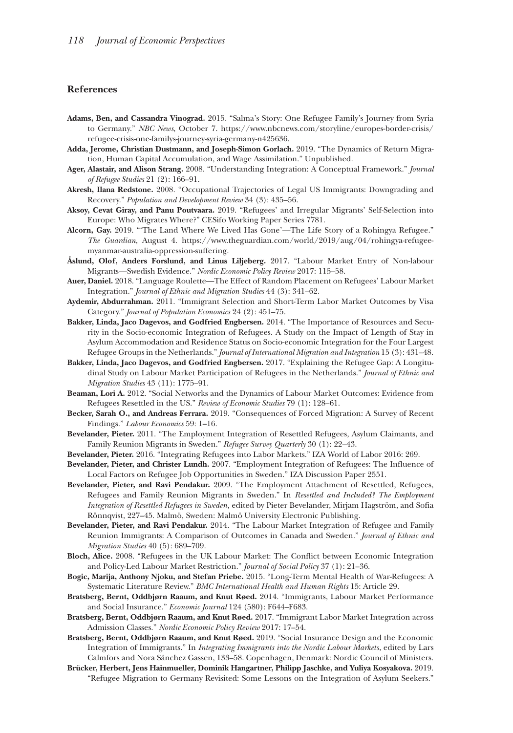## References

**Adams, Ben, and Cassandra Vinograd.** 2015. "Salma's Story: One Refugee Family's Journey from Syria to Germany." *NBC News*, October 7. https://www.nbcnews.com/storyline/europes-border-crisis/refugee-crisis-one-familys-journey-syria-germany-n425636.

**Adda, Jerome, Christian Dustmann, and Joseph-Simon Gorlach.** 2019. "The Dynamics of Return Migration, Human Capital Accumulation, and Wage Assimilation." Unpublished.

**Ager, Alastair, and Alison Strang.** 2008. "Understanding Integration: A Conceptual Framework." *Journal of Refugee Studies* 21 (2): 166–91.

**Akresh, Ilana Redstone.** 2008. "Occupational Trajectories of Legal US Immigrants: Downgrading and Recovery." *Population and Development Review* 34 (3): 435–56.

**Aksoy, Cevat Giray, and Panu Poutvaara.** 2019. "Refugees' and Irregular Migrants' Self-Selection into Europe: Who Migrates Where?" CESifo Working Paper Series 7781.

**Alcorn, Gay.** 2019. "'The Land Where We Lived Has Gone'—The Life Story of a Rohingya Refugee." *The Guardian*, August 4. https://www.theguardian.com/world/2019/aug/04/rohingya-refugee-myanmar-australia-oppression-suffering.

**Åslund, Olof, Anders Forslund, and Linus Liljeberg.** 2017. "Labour Market Entry of Non-labour Migrants—Swedish Evidence." *Nordic Economic Policy Review* 2017: 115–58.

**Auer, Daniel.** 2018. "Language Roulette—The Effect of Random Placement on Refugees' Labour Market Integration." *Journal of Ethnic and Migration Studies* 44 (3): 341–62.

**Aydemir, Abdurrahman.** 2011. "Immigrant Selection and Short-Term Labor Market Outcomes by Visa Category." *Journal of Population Economics* 24 (2): 451–75.

**Bakker, Linda, Jaco Dagevos, and Godfried Engbersen.** 2014. "The Importance of Resources and Security in the Socio-economic Integration of Refugees. A Study on the Impact of Length of Stay in Asylum Accommodation and Residence Status on Socio-economic Integration for the Four Largest Refugee Groups in the Netherlands." *Journal of International Migration and Integration* 15 (3): 431–48.

**Bakker, Linda, Jaco Dagevos, and Godfried Engbersen.** 2017. "Explaining the Refugee Gap: A Longitudinal Study on Labour Market Participation of Refugees in the Netherlands." *Journal of Ethnic and Migration Studies* 43 (11): 1775–91.

**Beaman, Lori A.** 2012. "Social Networks and the Dynamics of Labour Market Outcomes: Evidence from Refugees Resettled in the US." *Review of Economic Studies* 79 (1): 128–61.

**Becker, Sarah O., and Andreas Ferrara.** 2019. "Consequences of Forced Migration: A Survey of Recent Findings." *Labour Economics* 59: 1–16.

**Bevelander, Pieter.** 2011. "The Employment Integration of Resettled Refugees, Asylum Claimants, and Family Reunion Migrants in Sweden." *Refugee Survey Quarterly* 30 (1): 22–43.

**Bevelander, Pieter.** 2016. "Integrating Refugees into Labor Markets." IZA World of Labor 2016: 269.

**Bevelander, Pieter, and Christer Lundh.** 2007. "Employment Integration of Refugees: The Influence of Local Factors on Refugee Job Opportunities in Sweden." IZA Discussion Paper 2551.

**Bevelander, Pieter, and Ravi Pendakur.** 2009. "The Employment Attachment of Resettled, Refugees, Refugees and Family Reunion Migrants in Sweden." In *Resettled and Included? The Employment Integration of Resettled Refugees in Sweden*, edited by Pieter Bevelander, Mirjam Hagström, and Sofia Rönnqvist, 227–45. Malmö, Sweden: Malmö University Electronic Publishing.

**Bevelander, Pieter, and Ravi Pendakur.** 2014. "The Labour Market Integration of Refugee and Family Reunion Immigrants: A Comparison of Outcomes in Canada and Sweden." *Journal of Ethnic and Migration Studies* 40 (5): 689–709.

**Bloch, Alice.** 2008. "Refugees in the UK Labour Market: The Conflict between Economic Integration and Policy-Led Labour Market Restriction." *Journal of Social Policy* 37 (1): 21–36.

**Bogic, Marija, Anthony Njoku, and Stefan Priebe.** 2015. "Long-Term Mental Health of War-Refugees: A Systematic Literature Review." *BMC International Health and Human Rights* 15: Article 29.

**Bratsberg, Bernt, Oddbjørn Raaum, and Knut Røed.** 2014. "Immigrants, Labour Market Performance and Social Insurance." *Economic Journal* 124 (580): F644–F683.

**Bratsberg, Bernt, Oddbjørn Raaum, and Knut Røed.** 2017. "Immigrant Labor Market Integration across Admission Classes." *Nordic Economic Policy Review* 2017: 17–54.

**Bratsberg, Bernt, Oddbjørn Raaum, and Knut Røed.** 2019. "Social Insurance Design and the Economic Integration of Immigrants." In *Integrating Immigrants into the Nordic Labour Markets*, edited by Lars Calmfors and Nora Sánchez Gassen, 133–58. Copenhagen, Denmark: Nordic Council of Ministers.

**Brücker, Herbert, Jens Hainmueller, Dominik Hangartner, Philipp Jaschke, and Yuliya Kosyakova.** 2019. "Refugee Migration to Germany Revisited: Some Lessons on the Integration of Asylum Seekers."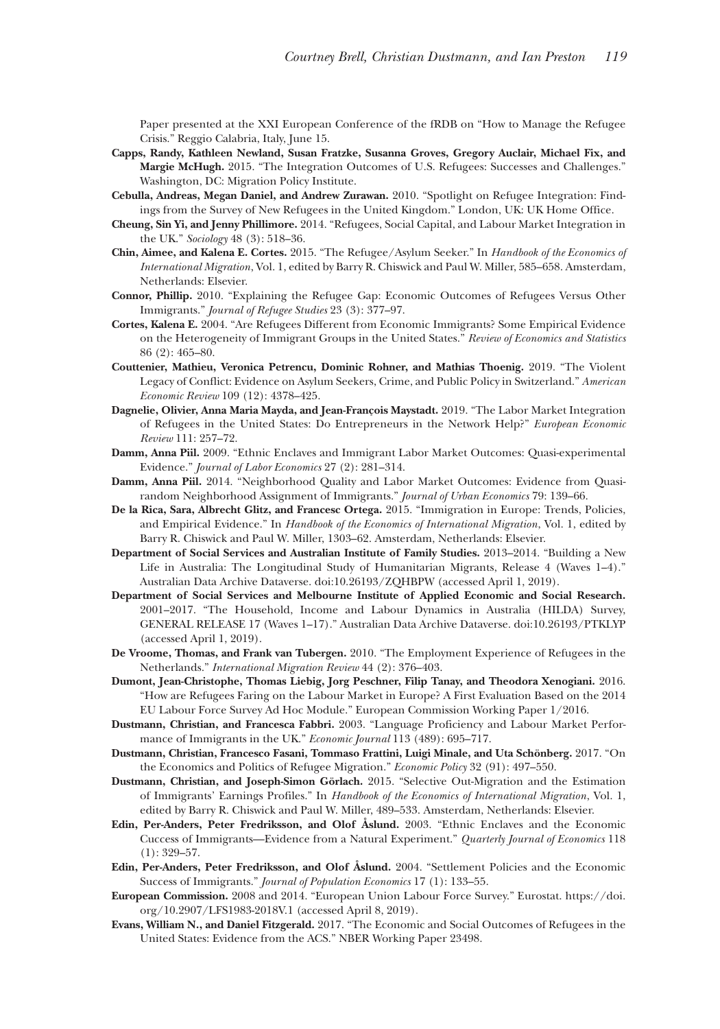Paper presented at the XXI European Conference of the fRDB on "How to Manage the Refugee Crisis." Reggio Calabria, Italy, June 15.

**Capps, Randy, Kathleen Newland, Susan Fratzke, Susanna Groves, Gregory Auclair, Michael Fix, and Margie McHugh.** 2015. "The Integration Outcomes of U.S. Refugees: Successes and Challenges." Washington, DC: Migration Policy Institute.

**Cebulla, Andreas, Megan Daniel, and Andrew Zurawan.** 2010. "Spotlight on Refugee Integration: Findings from the Survey of New Refugees in the United Kingdom." London, UK: UK Home Office.

**Cheung, Sin Yi, and Jenny Phillimore.** 2014. "Refugees, Social Capital, and Labour Market Integration in the UK." *Sociology* 48 (3): 518–36.

**Chin, Aimee, and Kalena E. Cortes.** 2015. "The Refugee/Asylum Seeker." In *Handbook of the Economics of International Migration*, Vol. 1, edited by Barry R. Chiswick and Paul W. Miller, 585–658. Amsterdam, Netherlands: Elsevier.

**Connor, Phillip.** 2010. "Explaining the Refugee Gap: Economic Outcomes of Refugees Versus Other Immigrants." *Journal of Refugee Studies* 23 (3): 377–97.

**Cortes, Kalena E.** 2004. "Are Refugees Different from Economic Immigrants? Some Empirical Evidence on the Heterogeneity of Immigrant Groups in the United States." *Review of Economics and Statistics* 86 (2): 465–80.

**Couttenier, Mathieu, Veronica Petrencu, Dominic Rohner, and Mathias Thoenig.** 2019. "The Violent Legacy of Conflict: Evidence on Asylum Seekers, Crime, and Public Policy in Switzerland." *American Economic Review* 109 (12): 4378–425.

**Dagnelie, Olivier, Anna Maria Mayda, and Jean-François Maystadt.** 2019. "The Labor Market Integration of Refugees in the United States: Do Entrepreneurs in the Network Help?" *European Economic Review* 111: 257–72.

**Damm, Anna Piil.** 2009. "Ethnic Enclaves and Immigrant Labor Market Outcomes: Quasi-experimental Evidence." *Journal of Labor Economics* 27 (2): 281–314.

**Damm, Anna Piil.** 2014. "Neighborhood Quality and Labor Market Outcomes: Evidence from Quasi-random Neighborhood Assignment of Immigrants." *Journal of Urban Economics* 79: 139–66.

**De la Rica, Sara, Albrecht Glitz, and Francesc Ortega.** 2015. "Immigration in Europe: Trends, Policies, and Empirical Evidence." In *Handbook of the Economics of International Migration*, Vol. 1, edited by Barry R. Chiswick and Paul W. Miller, 1303–62. Amsterdam, Netherlands: Elsevier.

**Department of Social Services and Australian Institute of Family Studies.** 2013–2014. "Building a New Life in Australia: The Longitudinal Study of Humanitarian Migrants, Release 4 (Waves 1–4)." Australian Data Archive Dataverse. doi:10.26193/ZQHBPW (accessed April 1, 2019).

**Department of Social Services and Melbourne Institute of Applied Economic and Social Research.** 2001–2017. "The Household, Income and Labour Dynamics in Australia (HILDA) Survey, GENERAL RELEASE 17 (Waves 1–17)." Australian Data Archive Dataverse. doi:10.26193/PTKLYP (accessed April 1, 2019).

**De Vroome, Thomas, and Frank van Tubergen.** 2010. "The Employment Experience of Refugees in the Netherlands." *International Migration Review* 44 (2): 376–403.

**Dumont, Jean-Christophe, Thomas Liebig, Jorg Peschner, Filip Tanay, and Theodora Xenogiani.** 2016. "How are Refugees Faring on the Labour Market in Europe? A First Evaluation Based on the 2014 EU Labour Force Survey Ad Hoc Module." European Commission Working Paper 1/2016.

**Dustmann, Christian, and Francesca Fabbri.** 2003. "Language Proficiency and Labour Market Performance of Immigrants in the UK." *Economic Journal* 113 (489): 695–717.

**Dustmann, Christian, Francesco Fasani, Tommaso Frattini, Luigi Minale, and Uta Schönberg.** 2017. "On the Economics and Politics of Refugee Migration." *Economic Policy* 32 (91): 497–550.

**Dustmann, Christian, and Joseph-Simon Görlach.** 2015. "Selective Out-Migration and the Estimation of Immigrants' Earnings Profiles." In *Handbook of the Economics of International Migration*, Vol. 1, edited by Barry R. Chiswick and Paul W. Miller, 489–533. Amsterdam, Netherlands: Elsevier.

**Edin, Per-Anders, Peter Fredriksson, and Olof Åslund.** 2003. "Ethnic Enclaves and the Economic Success of Immigrants—Evidence from a Natural Experiment." *Quarterly Journal of Economics* 118 (1): 329–57.

**Edin, Per-Anders, Peter Fredriksson, and Olof Åslund.** 2004. "Settlement Policies and the Economic Success of Immigrants." *Journal of Population Economics* 17 (1): 133–55.

**European Commission.** 2008 and 2014. "European Union Labour Force Survey." Eurostat. https://doi.org/10.2907/LFS1983-2018V.1 (accessed April 8, 2019).

**Evans, William N., and Daniel Fitzgerald.** 2017. "The Economic and Social Outcomes of Refugees in the United States: Evidence from the ACS." NBER Working Paper 23498.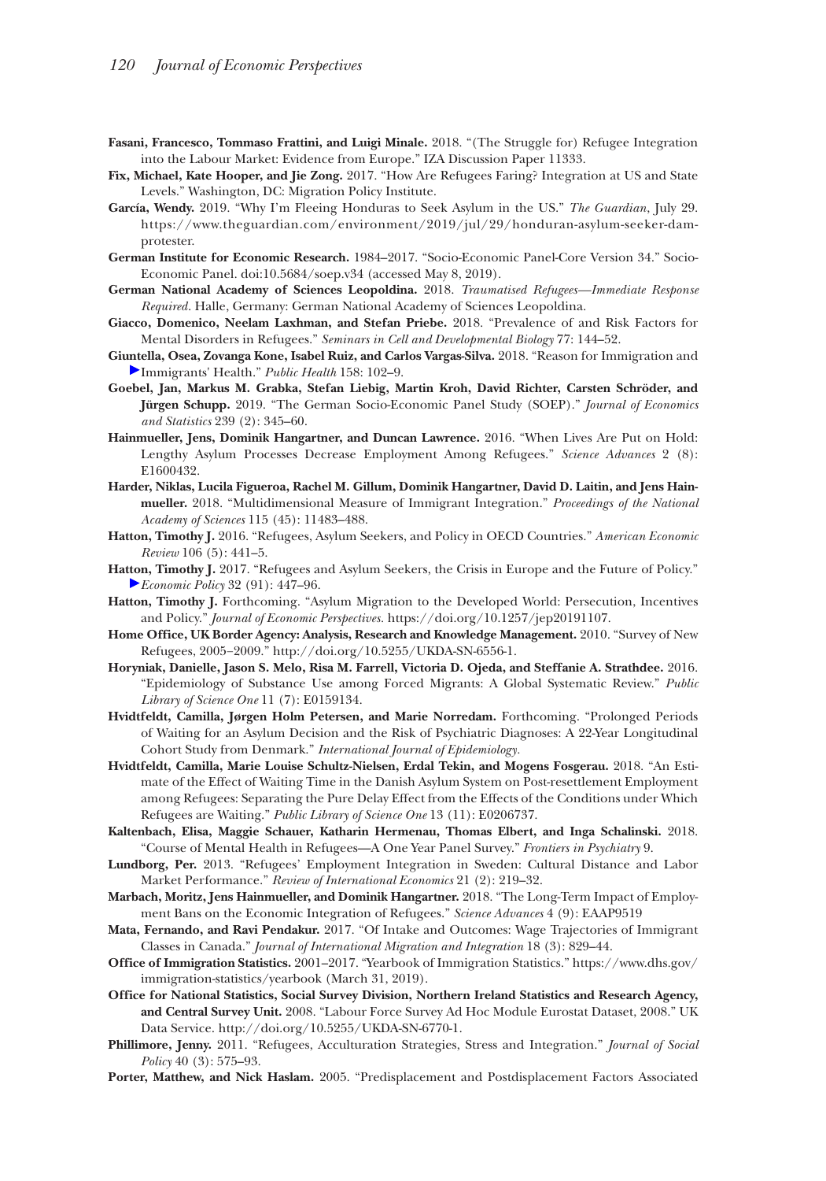**Fasani, Francesco, Tommaso Frattini, and Luigi Minale.** 2018. "(The Struggle for) Refugee Integration into the Labour Market: Evidence from Europe." IZA Discussion Paper 11333.

**Fix, Michael, Kate Hooper, and Jie Zong.** 2017. "How Are Refugees Faring? Integration at US and State Levels." Washington, DC: Migration Policy Institute.

**García, Wendy.** 2019. "Why I'm Fleeing Honduras to Seek Asylum in the US." *The Guardian*, July 29. https://www.theguardian.com/environment/2019/jul/29/honduran-asylum-seeker-dam-protester.

**German Institute for Economic Research.** 1984–2017. "Socio-Economic Panel-Core Version 34." Socio-Economic Panel. doi:10.5684/soep.v34 (accessed May 8, 2019).

**German National Academy of Sciences Leopoldina.** 2018. *Traumatised Refugees—Immediate Response Required*. Halle, Germany: German National Academy of Sciences Leopoldina.

**Giacco, Domenico, Neelam Laxhman, and Stefan Priebe.** 2018. "Prevalence of and Risk Factors for Mental Disorders in Refugees." *Seminars in Cell and Developmental Biology* 77: 144–52.

**Giuntella, Osea, Zovanga Kone, Isabel Ruiz, and Carlos Vargas-Silva.** 2018. "Reason for Immigration and Immigrants' Health." *Public Health* 158: 102–9.

**Goebel, Jan, Markus M. Grabka, Stefan Liebig, Martin Kroh, David Richter, Carsten Schröder, and Jürgen Schupp.** 2019. "The German Socio-Economic Panel Study (SOEP)." *Journal of Economics and Statistics* 239 (2): 345–60.

**Hainmueller, Jens, Dominik Hangartner, and Duncan Lawrence.** 2016. "When Lives Are Put on Hold: Lengthy Asylum Processes Decrease Employment Among Refugees." *Science Advances* 2 (8): E1600432.

**Harder, Niklas, Lucila Figueroa, Rachel M. Gillum, Dominik Hangartner, David D. Laitin, and Jens Hainmueller.** 2018. "Multidimensional Measure of Immigrant Integration." *Proceedings of the National Academy of Sciences* 115 (45): 11483–488.

**Hatton, Timothy J.** 2016. "Refugees, Asylum Seekers, and Policy in OECD Countries." *American Economic Review* 106 (5): 441–5.

**Hatton, Timothy J.** 2017. "Refugees and Asylum Seekers, the Crisis in Europe and the Future of Policy." *Economic Policy* 32 (91): 447–96.

**Hatton, Timothy J.** Forthcoming. "Asylum Migration to the Developed World: Persecution, Incentives and Policy." *Journal of Economic Perspectives*. https://doi.org/10.1257/jep20191107.

**Home Office, UK Border Agency: Analysis, Research and Knowledge Management.** 2010. "Survey of New Refugees, 2005–2009." http://doi.org/10.5255/UKDA-SN-6556-1.

**Horyniak, Danielle, Jason S. Melo, Risa M. Farrell, Victoria D. Ojeda, and Steffanie A. Strathdee.** 2016. "Epidemiology of Substance Use among Forced Migrants: A Global Systematic Review." *Public Library of Science One* 11 (7): E0159134.

**Hvidtfeldt, Camilla, Jørgen Holm Petersen, and Marie Norredam.** Forthcoming. "Prolonged Periods of Waiting for an Asylum Decision and the Risk of Psychiatric Diagnoses: A 22-Year Longitudinal Cohort Study from Denmark." *International Journal of Epidemiology*.

**Hvidtfeldt, Camilla, Marie Louise Schultz-Nielsen, Erdal Tekin, and Mogens Fosgerau.** 2018. "An Estimate of the Effect of Waiting Time in the Danish Asylum System on Post-resettlement Employment among Refugees: Separating the Pure Delay Effect from the Effects of the Conditions under Which Refugees are Waiting." *Public Library of Science One* 13 (11): E0206737.

**Kaltenbach, Elisa, Maggie Schauer, Katharin Hermenau, Thomas Elbert, and Inga Schalinski.** 2018. "Course of Mental Health in Refugees—A One Year Panel Survey." *Frontiers in Psychiatry* 9.

**Lundborg, Per.** 2013. "Refugees' Employment Integration in Sweden: Cultural Distance and Labor Market Performance." *Review of International Economics* 21 (2): 219–32.

**Marbach, Moritz, Jens Hainmueller, and Dominik Hangartner.** 2018. "The Long-Term Impact of Employment Bans on the Economic Integration of Refugees." *Science Advances* 4 (9): EAAP9519

**Mata, Fernando, and Ravi Pendakur.** 2017. "Of Intake and Outcomes: Wage Trajectories of Immigrant Classes in Canada." *Journal of International Migration and Integration* 18 (3): 829–44.

**Office of Immigration Statistics.** 2001–2017. "Yearbook of Immigration Statistics." https://www.dhs.gov/immigration-statistics/yearbook (March 31, 2019).

**Office for National Statistics, Social Survey Division, Northern Ireland Statistics and Research Agency, and Central Survey Unit.** 2008. "Labour Force Survey Ad Hoc Module Eurostat Dataset, 2008." UK Data Service. http://doi.org/10.5255/UKDA-SN-6770-1.

**Phillimore, Jenny.** 2011. "Refugees, Acculturation Strategies, Stress and Integration." *Journal of Social Policy* 40 (3): 575–93.

**Porter, Matthew, and Nick Haslam.** 2005. "Predisplacement and Postdisplacement Factors Associated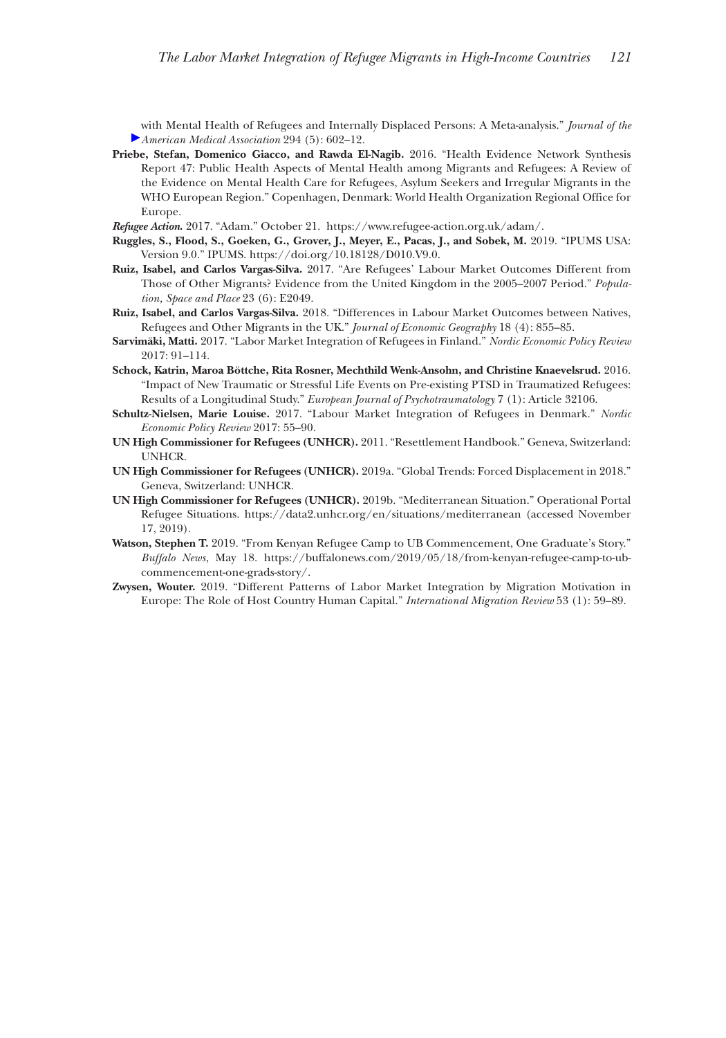with Mental Health of Refugees and Internally Displaced Persons: A Meta-analysis." *Journal of the American Medical Association* 294 (5): 602–12.

**Priebe, Stefan, Domenico Giacco, and Rawda El-Nagib.** 2016. "Health Evidence Network Synthesis Report 47: Public Health Aspects of Mental Health among Migrants and Refugees: A Review of the Evidence on Mental Health Care for Refugees, Asylum Seekers and Irregular Migrants in the WHO European Region." Copenhagen, Denmark: World Health Organization Regional Office for Europe.

***Refugee Action.*** 2017. "Adam." October 21. https://www.refugee-action.org.uk/adam/.

**Ruggles, S., Flood, S., Goeken, G., Grover, J., Meyer, E., Pacas, J., and Sobek, M.** 2019. "IPUMS USA: Version 9.0." IPUMS. https://doi.org/10.18128/D010.V9.0.

**Ruiz, Isabel, and Carlos Vargas-Silva.** 2017. "Are Refugees' Labour Market Outcomes Different from Those of Other Migrants? Evidence from the United Kingdom in the 2005–2007 Period." *Population, Space and Place* 23 (6): E2049.

**Ruiz, Isabel, and Carlos Vargas-Silva.** 2018. "Differences in Labour Market Outcomes between Natives, Refugees and Other Migrants in the UK." *Journal of Economic Geography* 18 (4): 855–85.

**Sarvimäki, Matti.** 2017. "Labor Market Integration of Refugees in Finland." *Nordic Economic Policy Review* 2017: 91–114.

**Schock, Katrin, Maroa Böttche, Rita Rosner, Mechthild Wenk-Ansohn, and Christine Knaevelsrud.** 2016. "Impact of New Traumatic or Stressful Life Events on Pre-existing PTSD in Traumatized Refugees: Results of a Longitudinal Study." *European Journal of Psychotraumatology* 7 (1): Article 32106.

**Schultz-Nielsen, Marie Louise.** 2017. "Labour Market Integration of Refugees in Denmark." *Nordic Economic Policy Review* 2017: 55–90.

**UN High Commissioner for Refugees (UNHCR).** 2011. "Resettlement Handbook." Geneva, Switzerland: UNHCR.

**UN High Commissioner for Refugees (UNHCR).** 2019a. "Global Trends: Forced Displacement in 2018." Geneva, Switzerland: UNHCR.

**UN High Commissioner for Refugees (UNHCR).** 2019b. "Mediterranean Situation." Operational Portal Refugee Situations. https://data2.unhcr.org/en/situations/mediterranean (accessed November 17, 2019).

**Watson, Stephen T.** 2019. "From Kenyan Refugee Camp to UB Commencement, One Graduate's Story." *Buffalo News*, May 18. https://buffalonews.com/2019/05/18/from-kenyan-refugee-camp-to-ub-commencement-one-grads-story/.

**Zwysen, Wouter.** 2019. "Different Patterns of Labor Market Integration by Migration Motivation in Europe: The Role of Host Country Human Capital." *International Migration Review* 53 (1): 59–89.